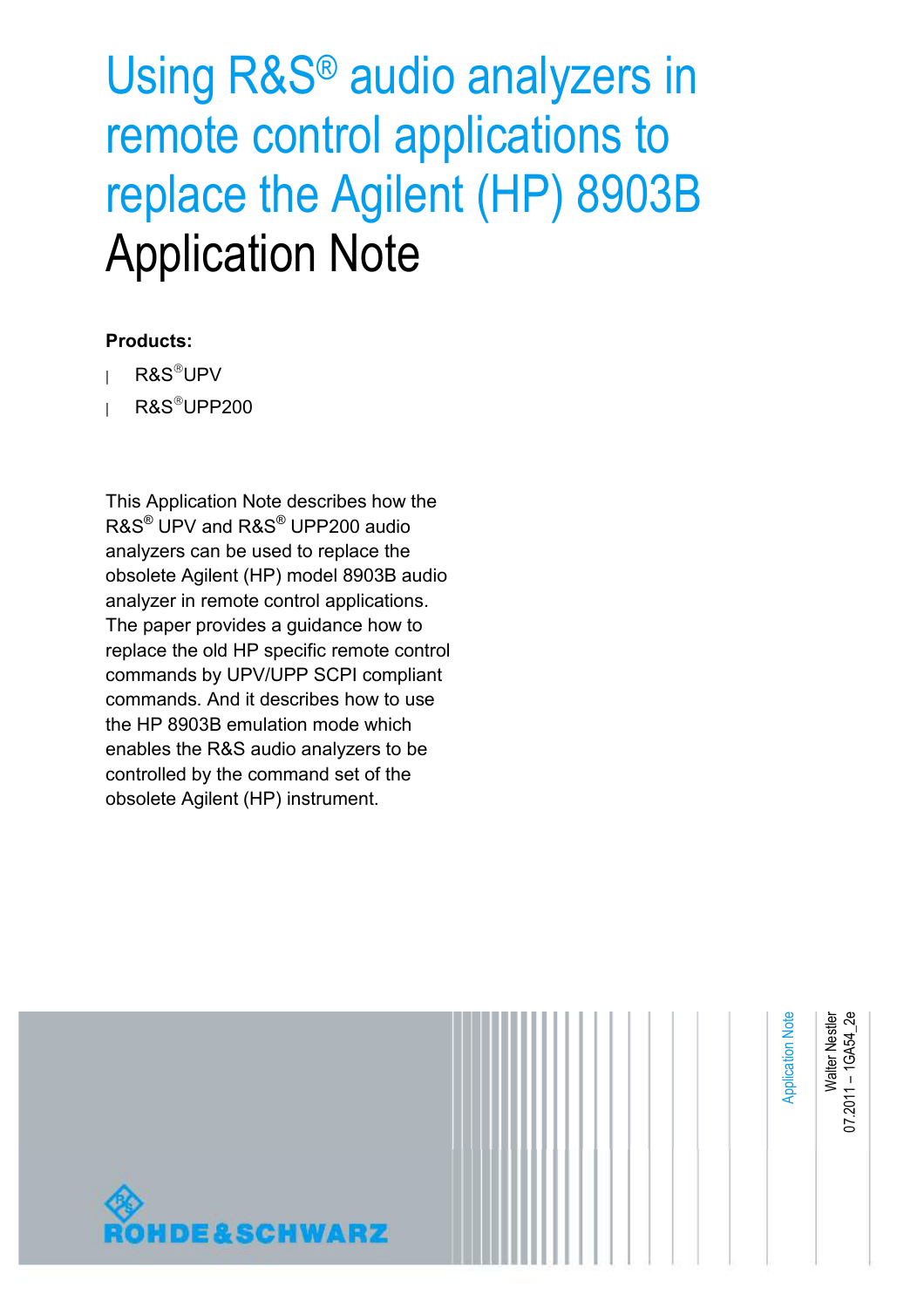# Using R&S® audio analyzers in remote control applications to replace the Agilent (HP) 8903B

# Application Note

**Products:**

- R&S®UPV
- R&S®UPP200

This Application Note describes how the R&S® UPV and R&S® UPP200 audio analyzers can be used to replace the obsolete Agilent (HP) model 8903B audio analyzer in remote control applications. The paper provides a guidance how to replace the old HP specific remote control commands by UPV/UPP SCPI compliant commands. And it describes how to use the HP 8903B emulation mode which enables the R&S audio analyzers to be controlled by the command set of the obsolete Agilent (HP) instrument.

Application Note

Walter Nestler
07.2011 – 1GA54_2e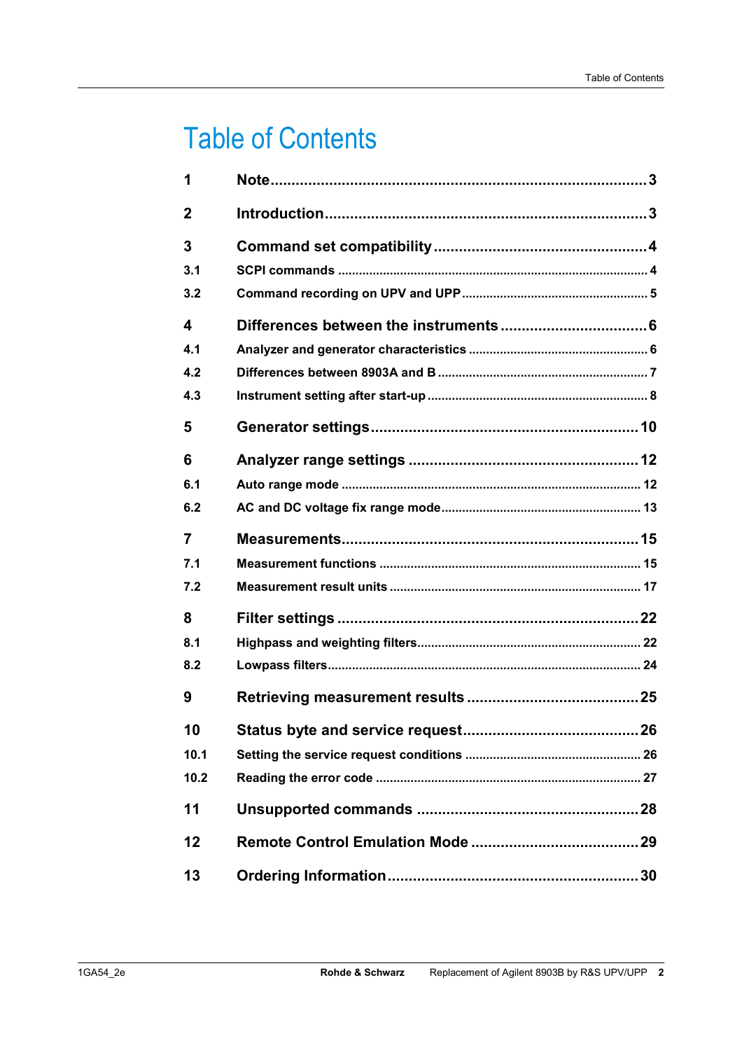# Table of Contents

| | | |
|---|---|---|
| **1** | **Note** | **3** |
| **2** | **Introduction** | **3** |
| **3** | **Command set compatibility** | **4** |
| 3.1 | SCPI commands | 4 |
| 3.2 | Command recording on UPV and UPP | 5 |
| **4** | **Differences between the instruments** | **6** |
| 4.1 | Analyzer and generator characteristics | 6 |
| 4.2 | Differences between 8903A and B | 7 |
| 4.3 | Instrument setting after start-up | 8 |
| **5** | **Generator settings** | **10** |
| **6** | **Analyzer range settings** | **12** |
| 6.1 | Auto range mode | 12 |
| 6.2 | AC and DC voltage fix range mode | 13 |
| **7** | **Measurements** | **15** |
| 7.1 | Measurement functions | 15 |
| 7.2 | Measurement result units | 17 |
| **8** | **Filter settings** | **22** |
| 8.1 | Highpass and weighting filters | 22 |
| 8.2 | Lowpass filters | 24 |
| **9** | **Retrieving measurement results** | **25** |
| **10** | **Status byte and service request** | **26** |
| 10.1 | Setting the service request conditions | 26 |
| 10.2 | Reading the error code | 27 |
| **11** | **Unsupported commands** | **28** |
| **12** | **Remote Control Emulation Mode** | **29** |
| **13** | **Ordering Information** | **30** |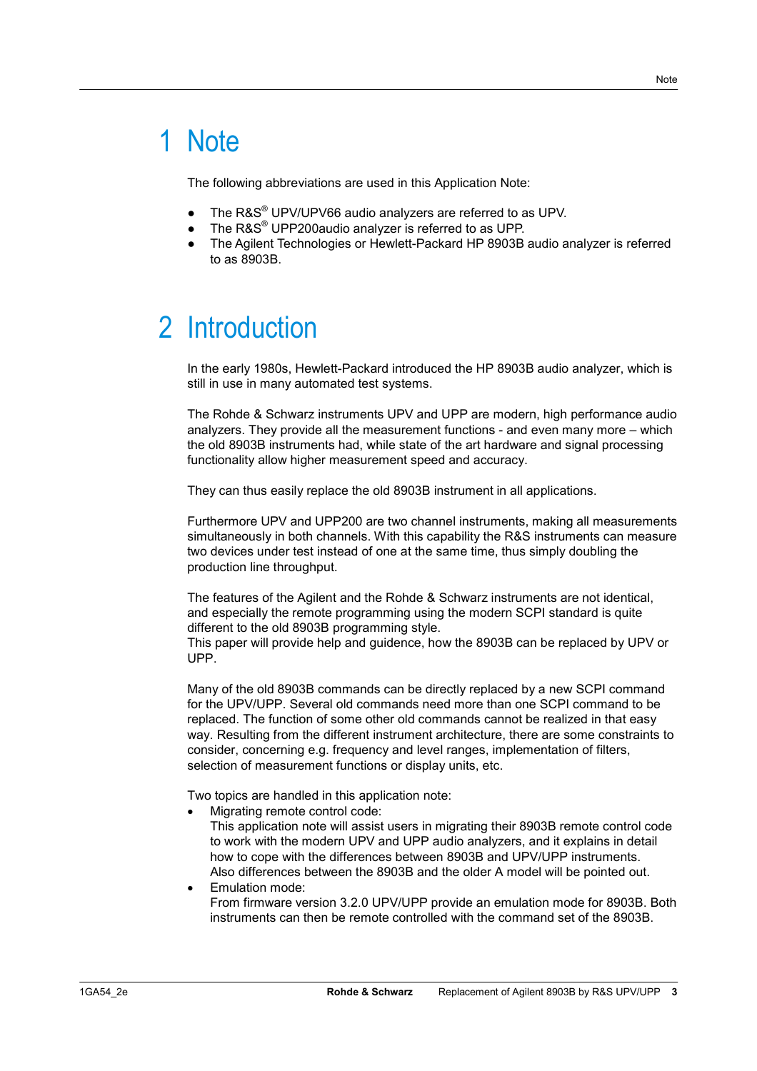# 1 Note

The following abbreviations are used in this Application Note:

- The R&S® UPV/UPV66 audio analyzers are referred to as UPV.
- The R&S® UPP200audio analyzer is referred to as UPP.
- The Agilent Technologies or Hewlett-Packard HP 8903B audio analyzer is referred to as 8903B.

# 2 Introduction

In the early 1980s, Hewlett-Packard introduced the HP 8903B audio analyzer, which is still in use in many automated test systems.

The Rohde & Schwarz instruments UPV and UPP are modern, high performance audio analyzers. They provide all the measurement functions - and even many more – which the old 8903B instruments had, while state of the art hardware and signal processing functionality allow higher measurement speed and accuracy.

They can thus easily replace the old 8903B instrument in all applications.

Furthermore UPV and UPP200 are two channel instruments, making all measurements simultaneously in both channels. With this capability the R&S instruments can measure two devices under test instead of one at the same time, thus simply doubling the production line throughput.

The features of the Agilent and the Rohde & Schwarz instruments are not identical, and especially the remote programming using the modern SCPI standard is quite different to the old 8903B programming style.
This paper will provide help and guidence, how the 8903B can be replaced by UPV or UPP.

Many of the old 8903B commands can be directly replaced by a new SCPI command for the UPV/UPP. Several old commands need more than one SCPI command to be replaced. The function of some other old commands cannot be realized in that easy way. Resulting from the different instrument architecture, there are some constraints to consider, concerning e.g. frequency and level ranges, implementation of filters, selection of measurement functions or display units, etc.

Two topics are handled in this application note:

- Migrating remote control code:
  This application note will assist users in migrating their 8903B remote control code to work with the modern UPV and UPP audio analyzers, and it explains in detail how to cope with the differences between 8903B and UPV/UPP instruments.
  Also differences between the 8903B and the older A model will be pointed out.
- Emulation mode:
  From firmware version 3.2.0 UPV/UPP provide an emulation mode for 8903B. Both instruments can then be remote controlled with the command set of the 8903B.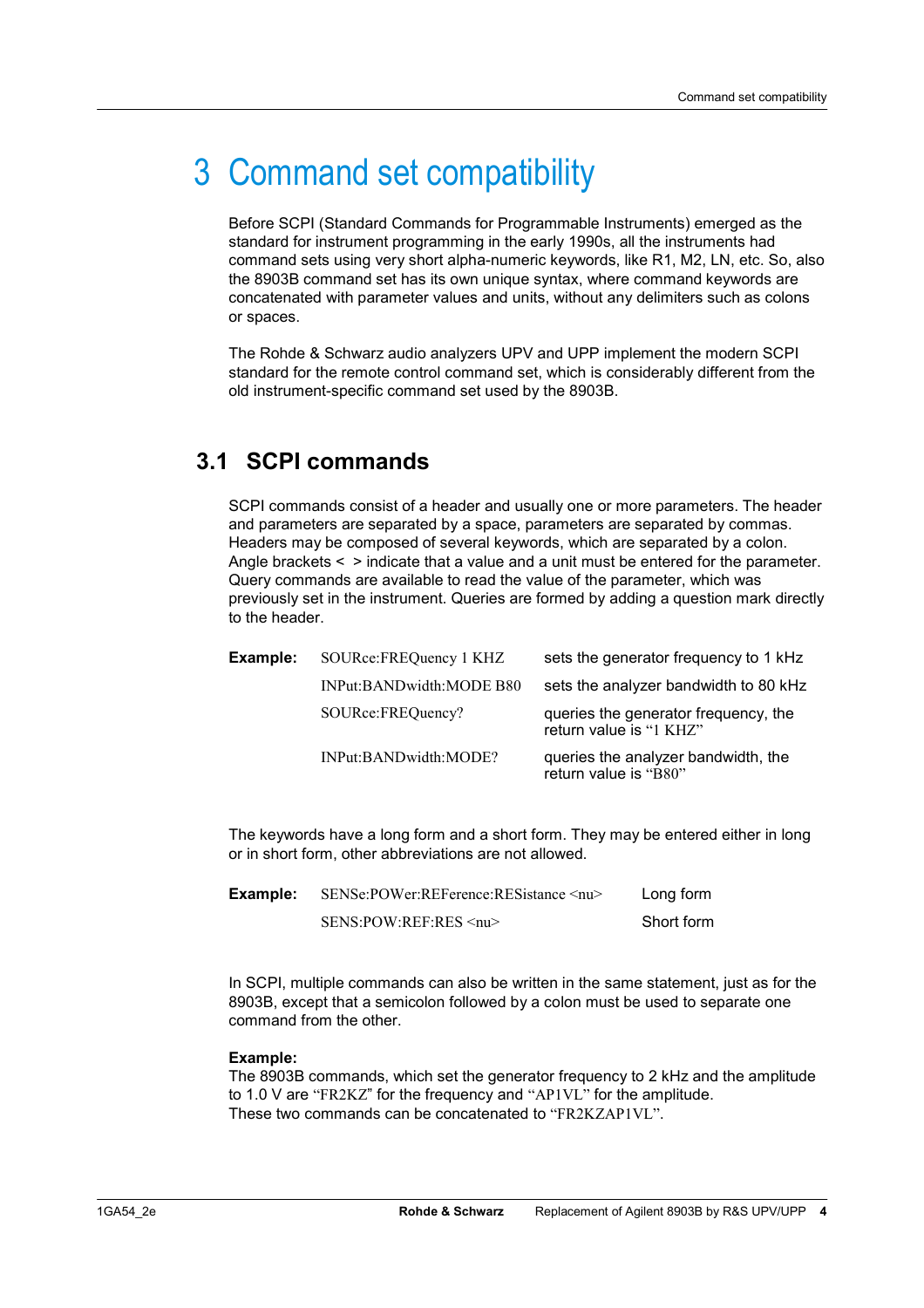# 3 Command set compatibility

Before SCPI (Standard Commands for Programmable Instruments) emerged as the standard for instrument programming in the early 1990s, all the instruments had command sets using very short alpha-numeric keywords, like R1, M2, LN, etc. So, also the 8903B command set has its own unique syntax, where command keywords are concatenated with parameter values and units, without any delimiters such as colons or spaces.

The Rohde & Schwarz audio analyzers UPV and UPP implement the modern SCPI standard for the remote control command set, which is considerably different from the old instrument-specific command set used by the 8903B.

## 3.1 SCPI commands

SCPI commands consist of a header and usually one or more parameters. The header and parameters are separated by a space, parameters are separated by commas. Headers may be composed of several keywords, which are separated by a colon. Angle brackets < > indicate that a value and a unit must be entered for the parameter. Query commands are available to read the value of the parameter, which was previously set in the instrument. Queries are formed by adding a question mark directly to the header.

| **Example:** | SOURce:FREQuency 1 KHZ | sets the generator frequency to 1 kHz |
|---|---|---|
| | INPut:BANDwidth:MODE B80 | sets the analyzer bandwidth to 80 kHz |
| | SOURce:FREQuency? | queries the generator frequency, the return value is "1 KHZ" |
| | INPut:BANDwidth:MODE? | queries the analyzer bandwidth, the return value is "B80" |

The keywords have a long form and a short form. They may be entered either in long or in short form, other abbreviations are not allowed.

| **Example:** | SENSe:POWer:REFerence:RESistance <nu> | Long form |
|---|---|---|
| | SENS:POW:REF:RES <nu> | Short form |

In SCPI, multiple commands can also be written in the same statement, just as for the 8903B, except that a semicolon followed by a colon must be used to separate one command from the other.

**Example:**
The 8903B commands, which set the generator frequency to 2 kHz and the amplitude to 1.0 V are "FR2KZ" for the frequency and "AP1VL" for the amplitude.
These two commands can be concatenated to "FR2KZAP1VL".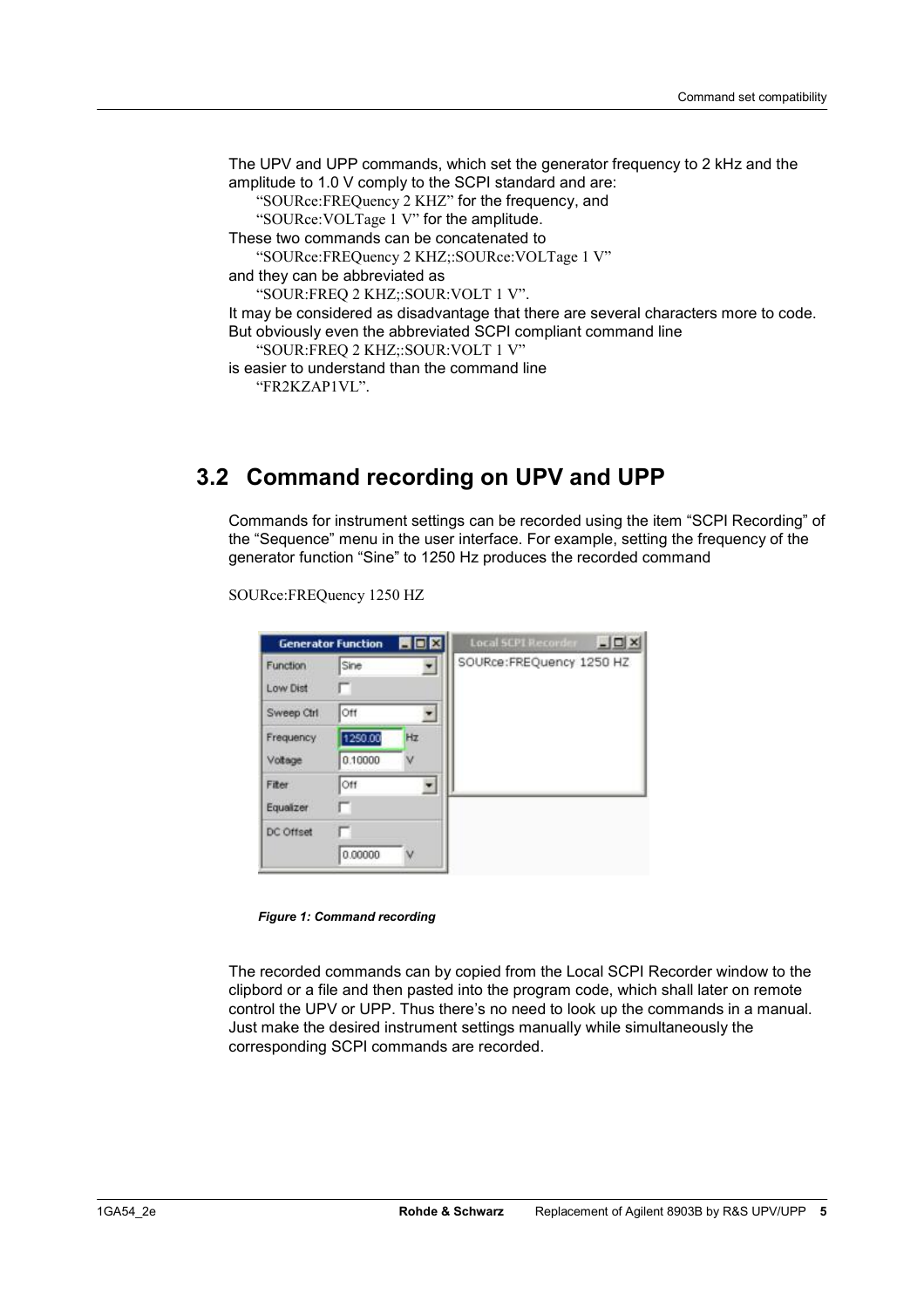The UPV and UPP commands, which set the generator frequency to 2 kHz and the amplitude to 1.0 V comply to the SCPI standard and are:

"SOURce:FREQuency 2 KHZ" for the frequency, and

"SOURce:VOLTage 1 V" for the amplitude.

These two commands can be concatenated to

"SOURce:FREQuency 2 KHZ;:SOURce:VOLTage 1 V"

and they can be abbreviated as

"SOUR:FREQ 2 KHZ;:SOUR:VOLT 1 V".

It may be considered as disadvantage that there are several characters more to code. But obviously even the abbreviated SCPI compliant command line

"SOUR:FREQ 2 KHZ;:SOUR:VOLT 1 V"

is easier to understand than the command line

"FR2KZAP1VL".

## 3.2 Command recording on UPV and UPP

Commands for instrument settings can be recorded using the item "SCPI Recording" of the "Sequence" menu in the user interface. For example, setting the frequency of the generator function "Sine" to 1250 Hz produces the recorded command

SOURce:FREQuency 1250 HZ

*Figure 1: Command recording*

The recorded commands can by copied from the Local SCPI Recorder window to the clipbord or a file and then pasted into the program code, which shall later on remote control the UPV or UPP. Thus there's no need to look up the commands in a manual. Just make the desired instrument settings manually while simultaneously the corresponding SCPI commands are recorded.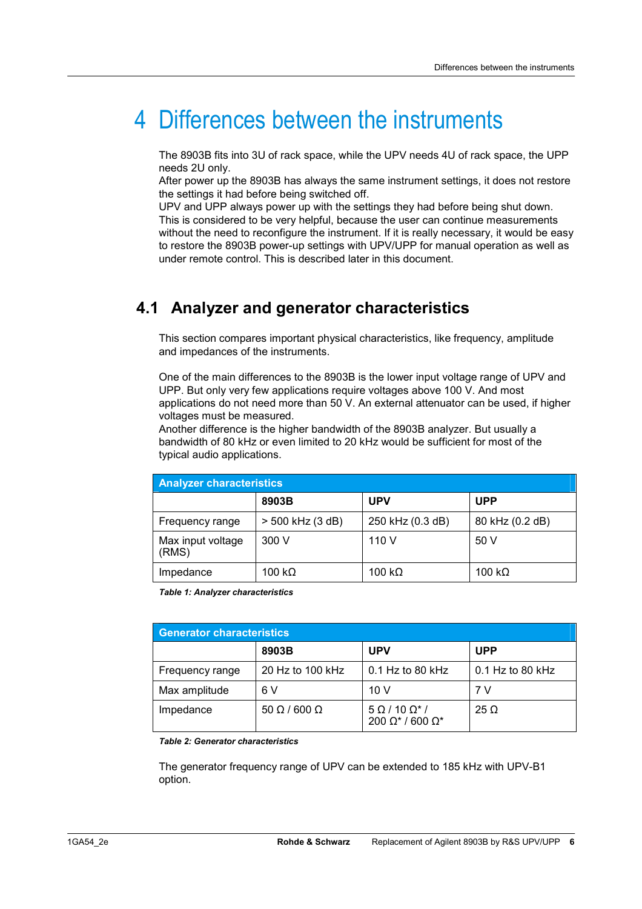# 4 Differences between the instruments

The 8903B fits into 3U of rack space, while the UPV needs 4U of rack space, the UPP needs 2U only.
After power up the 8903B has always the same instrument settings, it does not restore the settings it had before being switched off.
UPV and UPP always power up with the settings they had before being shut down. This is considered to be very helpful, because the user can continue measurements without the need to reconfigure the instrument. If it is really necessary, it would be easy to restore the 8903B power-up settings with UPV/UPP for manual operation as well as under remote control. This is described later in this document.

## 4.1 Analyzer and generator characteristics

This section compares important physical characteristics, like frequency, amplitude and impedances of the instruments.

One of the main differences to the 8903B is the lower input voltage range of UPV and UPP. But only very few applications require voltages above 100 V. And most applications do not need more than 50 V. An external attenuator can be used, if higher voltages must be measured.
Another difference is the higher bandwidth of the 8903B analyzer. But usually a bandwidth of 80 kHz or even limited to 20 kHz would be sufficient for most of the typical audio applications.

| **Analyzer characteristics** | | | |
|---|---|---|---|
| | **8903B** | **UPV** | **UPP** |
| Frequency range | > 500 kHz (3 dB) | 250 kHz (0.3 dB) | 80 kHz (0.2 dB) |
| Max input voltage (RMS) | 300 V | 110 V | 50 V |
| Impedance | 100 kΩ | 100 kΩ | 100 kΩ |

***Table 1: Analyzer characteristics***

| **Generator characteristics** | | | |
|---|---|---|---|
| | **8903B** | **UPV** | **UPP** |
| Frequency range | 20 Hz to 100 kHz | 0.1 Hz to 80 kHz | 0.1 Hz to 80 kHz |
| Max amplitude | 6 V | 10 V | 7 V |
| Impedance | 50 Ω / 600 Ω | 5 Ω / 10 Ω* / 200 Ω* / 600 Ω* | 25 Ω |

***Table 2: Generator characteristics***

The generator frequency range of UPV can be extended to 185 kHz with UPV-B1 option.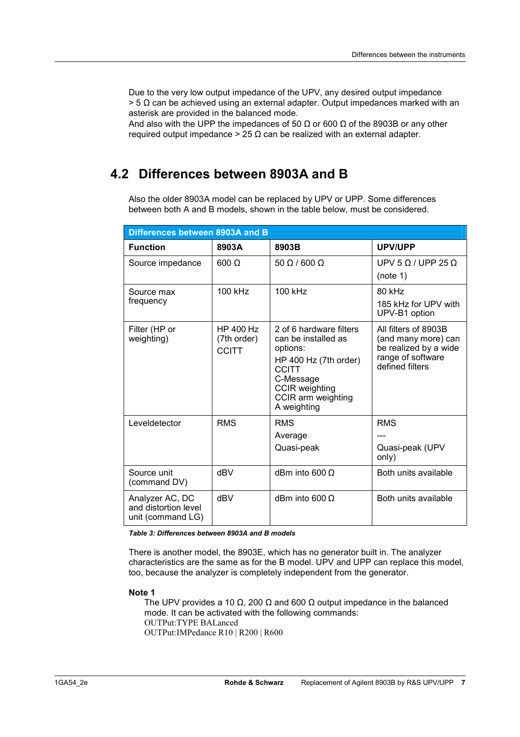Due to the very low output impedance of the UPV, any desired output impedance > 5 Ω can be achieved using an external adapter. Output impedances marked with an asterisk are provided in the balanced mode.
And also with the UPP the impedances of 50 Ω or 600 Ω of the 8903B or any other required output impedance > 25 Ω can be realized with an external adapter.

## 4.2 Differences between 8903A and B

Also the older 8903A model can be replaced by UPV or UPP. Some differences between both A and B models, shown in the table below, must be considered.

| Differences between 8903A and B | | | |
|---|---|---|---|
| **Function** | **8903A** | **8903B** | **UPV/UPP** |
| Source impedance | 600 Ω | 50 Ω / 600 Ω | UPV 5 Ω / UPP 25 Ω<br>(note 1) |
| Source max frequency | 100 kHz | 100 kHz | 80 kHz<br>185 kHz for UPV with UPV-B1 option |
| Filter (HP or weighting) | HP 400 Hz (7th order)<br>CCITT | 2 of 6 hardware filters can be installed as options:<br>HP 400 Hz (7th order)<br>CCITT<br>C-Message<br>CCIR weighting<br>CCIR arm weighting<br>A weighting | All filters of 8903B (and many more) can be realized by a wide range of software defined filters |
| Leveldetector | RMS | RMS<br>Average<br>Quasi-peak | RMS<br>---<br>Quasi-peak (UPV only) |
| Source unit (command DV) | dBV | dBm into 600 Ω | Both units available |
| Analyzer AC, DC and distortion level unit (command LG) | dBV | dBm into 600 Ω | Both units available |

***Table 3: Differences between 8903A and B models***

There is another model, the 8903E, which has no generator built in. The analyzer characteristics are the same as for the B model. UPV and UPP can replace this model, too, because the analyzer is completely independent from the generator.

**Note 1**

The UPV provides a 10 Ω, 200 Ω and 600 Ω output impedance in the balanced mode. It can be activated with the following commands:

```
OUTPut:TYPE BALanced
OUTPut:IMPedance R10 | R200 | R600
```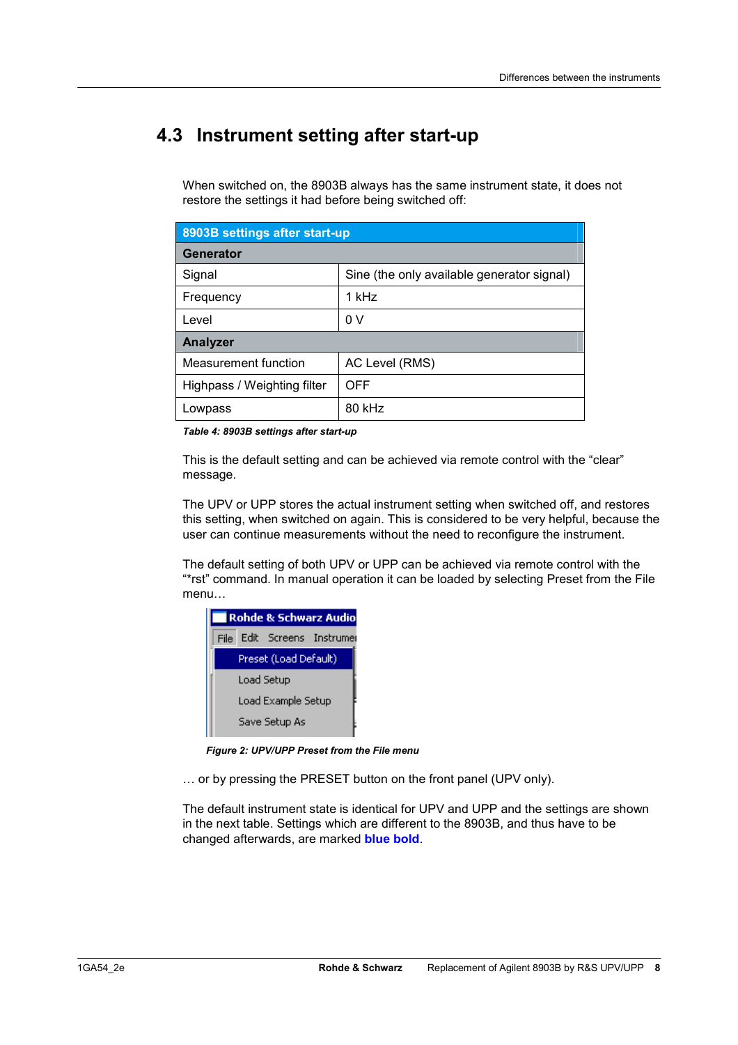## 4.3 Instrument setting after start-up

When switched on, the 8903B always has the same instrument state, it does not restore the settings it had before being switched off:

| 8903B settings after start-up | |
|---|---|
| **Generator** | |
| Signal | Sine (the only available generator signal) |
| Frequency | 1 kHz |
| Level | 0 V |
| **Analyzer** | |
| Measurement function | AC Level (RMS) |
| Highpass / Weighting filter | OFF |
| Lowpass | 80 kHz |

*Table 4: 8903B settings after start-up*

This is the default setting and can be achieved via remote control with the “clear” message.

The UPV or UPP stores the actual instrument setting when switched off, and restores this setting, when switched on again. This is considered to be very helpful, because the user can continue measurements without the need to reconfigure the instrument.

The default setting of both UPV or UPP can be achieved via remote control with the “*rst” command. In manual operation it can be loaded by selecting Preset from the File menu…

*Figure 2: UPV/UPP Preset from the File menu*

… or by pressing the PRESET button on the front panel (UPV only).

The default instrument state is identical for UPV and UPP and the settings are shown in the next table. Settings which are different to the 8903B, and thus have to be changed afterwards, are marked **blue bold**.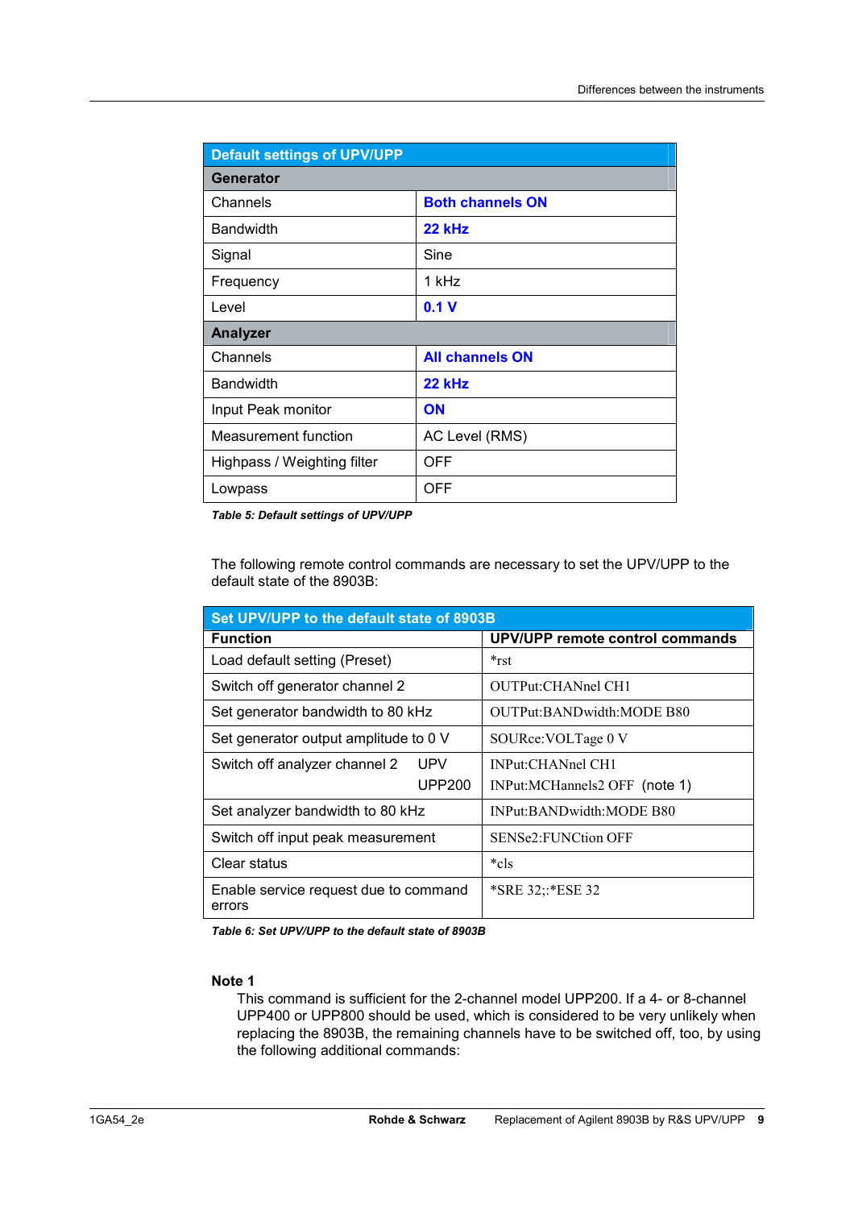| Default settings of UPV/UPP | |
|---|---|
| **Generator** | |
| Channels | **Both channels ON** |
| Bandwidth | **22 kHz** |
| Signal | Sine |
| Frequency | 1 kHz |
| Level | **0.1 V** |
| **Analyzer** | |
| Channels | **All channels ON** |
| Bandwidth | **22 kHz** |
| Input Peak monitor | **ON** |
| Measurement function | AC Level (RMS) |
| Highpass / Weighting filter | OFF |
| Lowpass | OFF |

***Table 5: Default settings of UPV/UPP***

The following remote control commands are necessary to set the UPV/UPP to the default state of the 8903B:

| Set UPV/UPP to the default state of 8903B | | |
|---|---|---|
| **Function** | | **UPV/UPP remote control commands** |
| Load default setting (Preset) | | *rst |
| Switch off generator channel 2 | | OUTPut:CHANnel CH1 |
| Set generator bandwidth to 80 kHz | | OUTPut:BANDwidth:MODE B80 |
| Set generator output amplitude to 0 V | | SOURce:VOLTage 0 V |
| Switch off analyzer channel 2 | UPV | INPut:CHANnel CH1 |
| | UPP200 | INPut:MCHannels2 OFF (note 1) |
| Set analyzer bandwidth to 80 kHz | | INPut:BANDwidth:MODE B80 |
| Switch off input peak measurement | | SENSe2:FUNCtion OFF |
| Clear status | | *cls |
| Enable service request due to command errors | | *SRE 32;:*ESE 32 |

***Table 6: Set UPV/UPP to the default state of 8903B***

**Note 1**

This command is sufficient for the 2-channel model UPP200. If a 4- or 8-channel UPP400 or UPP800 should be used, which is considered to be very unlikely when replacing the 8903B, the remaining channels have to be switched off, too, by using the following additional commands: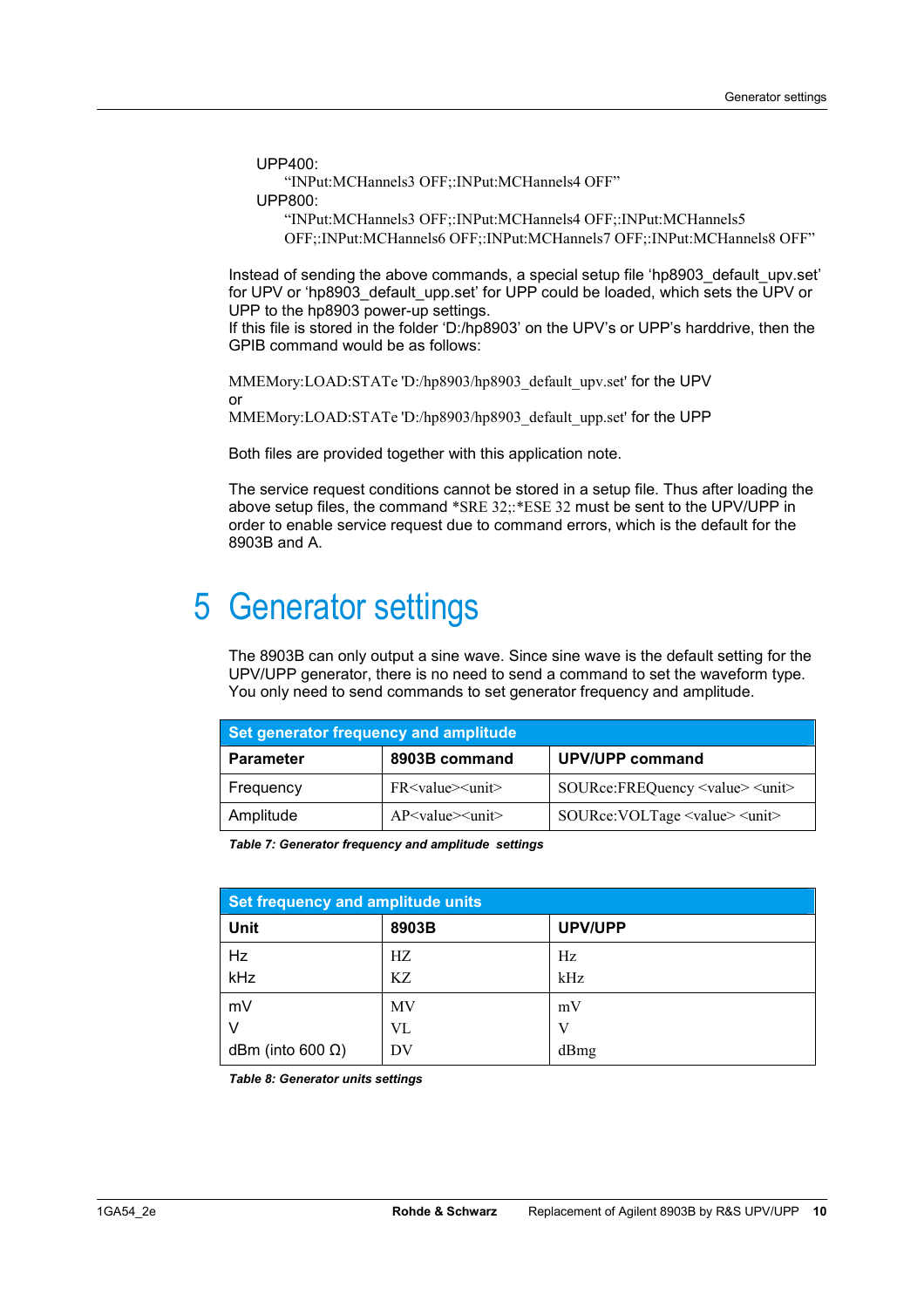UPP400:

“INPut:MCHannels3 OFF;:INPut:MCHannels4 OFF”

UPP800:

“INPut:MCHannels3 OFF;:INPut:MCHannels4 OFF;:INPut:MCHannels5 OFF;:INPut:MCHannels6 OFF;:INPut:MCHannels7 OFF;:INPut:MCHannels8 OFF”

Instead of sending the above commands, a special setup file ‘hp8903_default_upv.set’ for UPV or ‘hp8903_default_upp.set’ for UPP could be loaded, which sets the UPV or UPP to the hp8903 power-up settings.
If this file is stored in the folder ‘D:/hp8903’ on the UPV’s or UPP’s harddrive, then the GPIB command would be as follows:

MMEMory:LOAD:STATe 'D:/hp8903/hp8903_default_upv.set' for the UPV
or
MMEMory:LOAD:STATe 'D:/hp8903/hp8903_default_upp.set' for the UPP

Both files are provided together with this application note.

The service request conditions cannot be stored in a setup file. Thus after loading the above setup files, the command *SRE 32;:*ESE 32 must be sent to the UPV/UPP in order to enable service request due to command errors, which is the default for the 8903B and A.

# 5 Generator settings

The 8903B can only output a sine wave. Since sine wave is the default setting for the UPV/UPP generator, there is no need to send a command to set the waveform type. You only need to send commands to set generator frequency and amplitude.

| Set generator frequency and amplitude | | |
|---|---|---|
| **Parameter** | **8903B command** | **UPV/UPP command** |
| Frequency | FR<value><unit> | SOURce:FREQuency <value> <unit> |
| Amplitude | AP<value><unit> | SOURce:VOLTage <value> <unit> |

***Table 7: Generator frequency and amplitude settings***

| Set frequency and amplitude units | | |
|---|---|---|
| **Unit** | **8903B** | **UPV/UPP** |
| Hz<br>kHz | HZ<br>KZ | Hz<br>kHz |
| mV<br>V<br>dBm (into 600 Ω) | MV<br>VL<br>DV | mV<br>V<br>dBmg |

***Table 8: Generator units settings***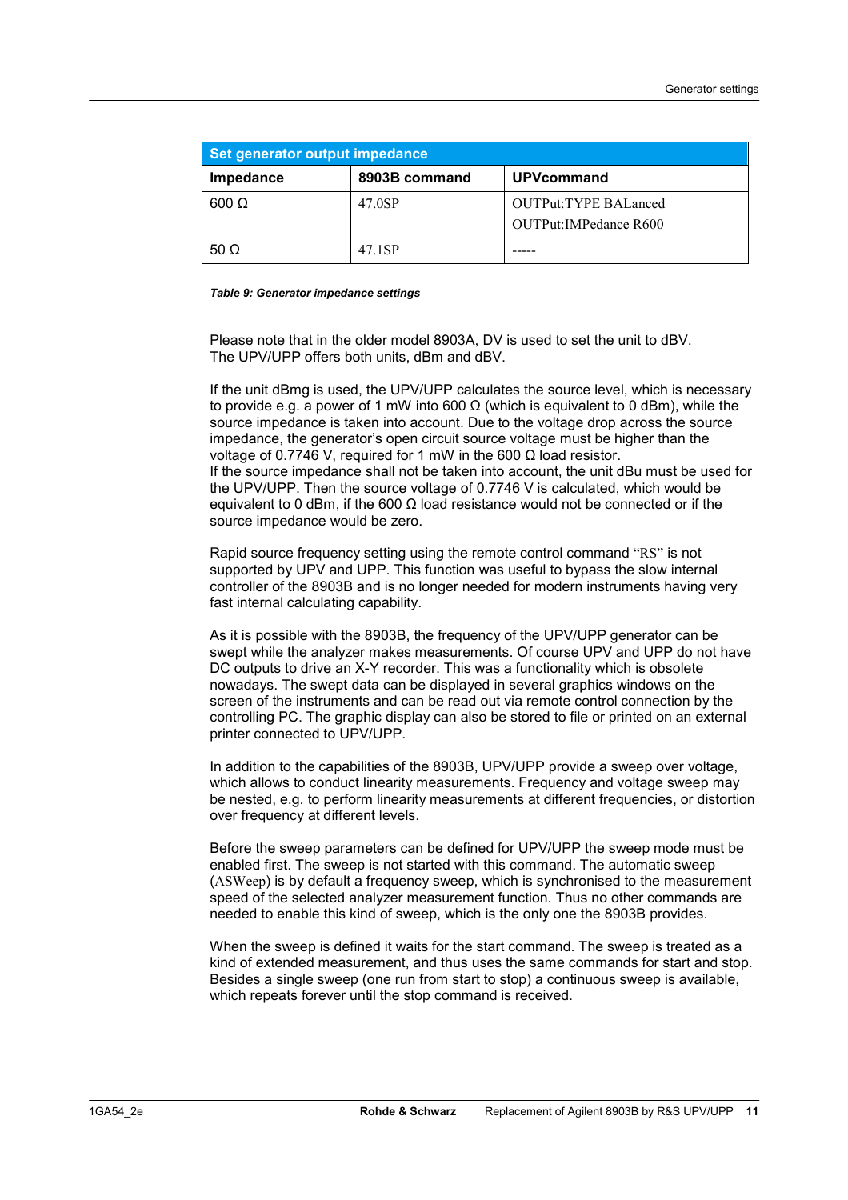| Set generator output impedance | | |
|---|---|---|
| **Impedance** | **8903B command** | **UPVcommand** |
| 600 Ω | 47.0SP | OUTPut:TYPE BALanced<br>OUTPut:IMPedance R600 |
| 50 Ω | 47.1SP | ----- |

***Table 9: Generator impedance settings***

Please note that in the older model 8903A, DV is used to set the unit to dBV. The UPV/UPP offers both units, dBm and dBV.

If the unit dBmg is used, the UPV/UPP calculates the source level, which is necessary to provide e.g. a power of 1 mW into 600 Ω (which is equivalent to 0 dBm), while the source impedance is taken into account. Due to the voltage drop across the source impedance, the generator's open circuit source voltage must be higher than the voltage of 0.7746 V, required for 1 mW in the 600 Ω load resistor.
If the source impedance shall not be taken into account, the unit dBu must be used for the UPV/UPP. Then the source voltage of 0.7746 V is calculated, which would be equivalent to 0 dBm, if the 600 Ω load resistance would not be connected or if the source impedance would be zero.

Rapid source frequency setting using the remote control command "RS" is not supported by UPV and UPP. This function was useful to bypass the slow internal controller of the 8903B and is no longer needed for modern instruments having very fast internal calculating capability.

As it is possible with the 8903B, the frequency of the UPV/UPP generator can be swept while the analyzer makes measurements. Of course UPV and UPP do not have DC outputs to drive an X-Y recorder. This was a functionality which is obsolete nowadays. The swept data can be displayed in several graphics windows on the screen of the instruments and can be read out via remote control connection by the controlling PC. The graphic display can also be stored to file or printed on an external printer connected to UPV/UPP.

In addition to the capabilities of the 8903B, UPV/UPP provide a sweep over voltage, which allows to conduct linearity measurements. Frequency and voltage sweep may be nested, e.g. to perform linearity measurements at different frequencies, or distortion over frequency at different levels.

Before the sweep parameters can be defined for UPV/UPP the sweep mode must be enabled first. The sweep is not started with this command. The automatic sweep (ASWeep) is by default a frequency sweep, which is synchronised to the measurement speed of the selected analyzer measurement function. Thus no other commands are needed to enable this kind of sweep, which is the only one the 8903B provides.

When the sweep is defined it waits for the start command. The sweep is treated as a kind of extended measurement, and thus uses the same commands for start and stop. Besides a single sweep (one run from start to stop) a continuous sweep is available, which repeats forever until the stop command is received.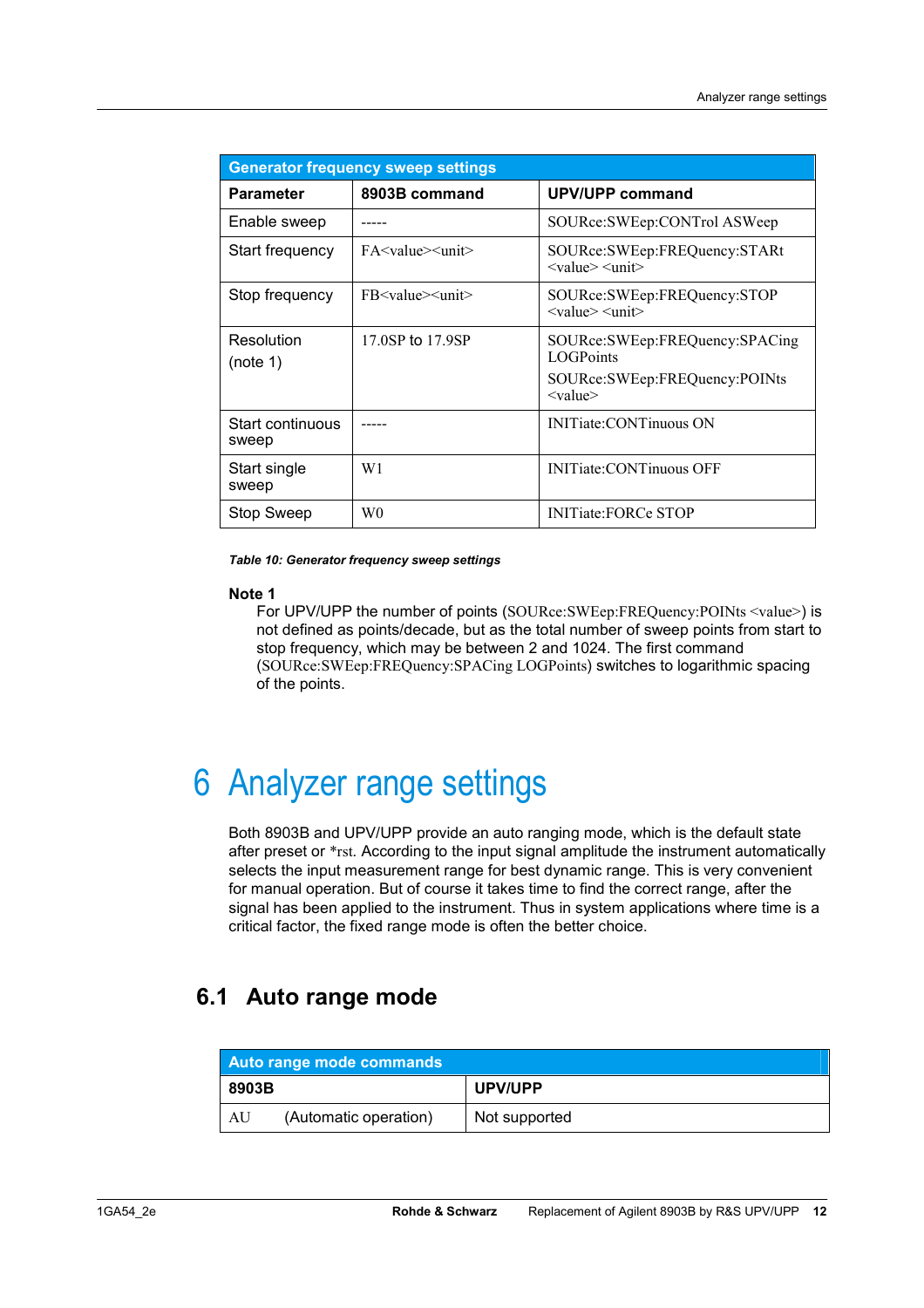| Generator frequency sweep settings | | |
|---|---|---|
| **Parameter** | **8903B command** | **UPV/UPP command** |
| Enable sweep | ----- | SOURce:SWEep:CONTrol ASWeep |
| Start frequency | FA<value><unit> | SOURce:SWEep:FREQuency:STARt <value> <unit> |
| Stop frequency | FB<value><unit> | SOURce:SWEep:FREQuency:STOP <value> <unit> |
| Resolution (note 1) | 17.0SP to 17.9SP | SOURce:SWEep:FREQuency:SPACing LOGPoints<br>SOURce:SWEep:FREQuency:POINts <value> |
| Start continuous sweep | ----- | INITiate:CONTinuous ON |
| Start single sweep | W1 | INITiate:CONTinuous OFF |
| Stop Sweep | W0 | INITiate:FORCe STOP |

*Table 10: Generator frequency sweep settings*

**Note 1**

For UPV/UPP the number of points (SOURce:SWEep:FREQuency:POINts <value>) is not defined as points/decade, but as the total number of sweep points from start to stop frequency, which may be between 2 and 1024. The first command (SOURce:SWEep:FREQuency:SPACing LOGPoints) switches to logarithmic spacing of the points.

# 6 Analyzer range settings

Both 8903B and UPV/UPP provide an auto ranging mode, which is the default state after preset or *rst. According to the input signal amplitude the instrument automatically selects the input measurement range for best dynamic range. This is very convenient for manual operation. But of course it takes time to find the correct range, after the signal has been applied to the instrument. Thus in system applications where time is a critical factor, the fixed range mode is often the better choice.

## 6.1 Auto range mode

| Auto range mode commands | |
|---|---|
| **8903B** | **UPV/UPP** |
| AU (Automatic operation) | Not supported |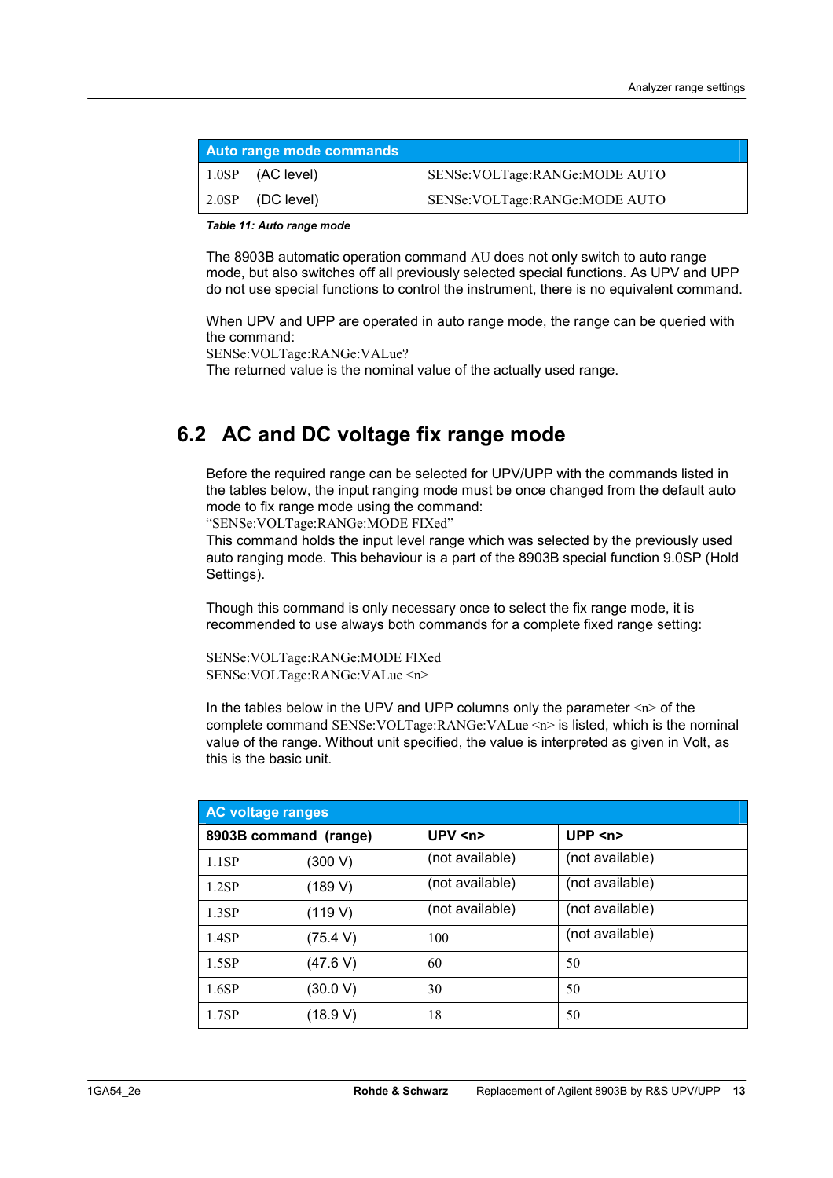| Auto range mode commands | |
|---|---|
| 1.0SP (AC level) | SENSe:VOLTage:RANGe:MODE AUTO |
| 2.0SP (DC level) | SENSe:VOLTage:RANGe:MODE AUTO |

*Table 11: Auto range mode*

The 8903B automatic operation command AU does not only switch to auto range mode, but also switches off all previously selected special functions. As UPV and UPP do not use special functions to control the instrument, there is no equivalent command.

When UPV and UPP are operated in auto range mode, the range can be queried with the command:
SENSe:VOLTage:RANGe:VALue?
The returned value is the nominal value of the actually used range.

## 6.2 AC and DC voltage fix range mode

Before the required range can be selected for UPV/UPP with the commands listed in the tables below, the input ranging mode must be once changed from the default auto mode to fix range mode using the command:
"SENSe:VOLTage:RANGe:MODE FIXed"
This command holds the input level range which was selected by the previously used auto ranging mode. This behaviour is a part of the 8903B special function 9.0SP (Hold Settings).

Though this command is only necessary once to select the fix range mode, it is recommended to use always both commands for a complete fixed range setting:

```
SENSe:VOLTage:RANGe:MODE FIXed
SENSe:VOLTage:RANGe:VALue <n>
```

In the tables below in the UPV and UPP columns only the parameter <n> of the complete command SENSe:VOLTage:RANGe:VALue <n> is listed, which is the nominal value of the range. Without unit specified, the value is interpreted as given in Volt, as this is the basic unit.

| AC voltage ranges | | |
|---|---|---|
| **8903B command (range)** | **UPV <n>** | **UPP <n>** |
| 1.1SP (300 V) | (not available) | (not available) |
| 1.2SP (189 V) | (not available) | (not available) |
| 1.3SP (119 V) | (not available) | (not available) |
| 1.4SP (75.4 V) | 100 | (not available) |
| 1.5SP (47.6 V) | 60 | 50 |
| 1.6SP (30.0 V) | 30 | 50 |
| 1.7SP (18.9 V) | 18 | 50 |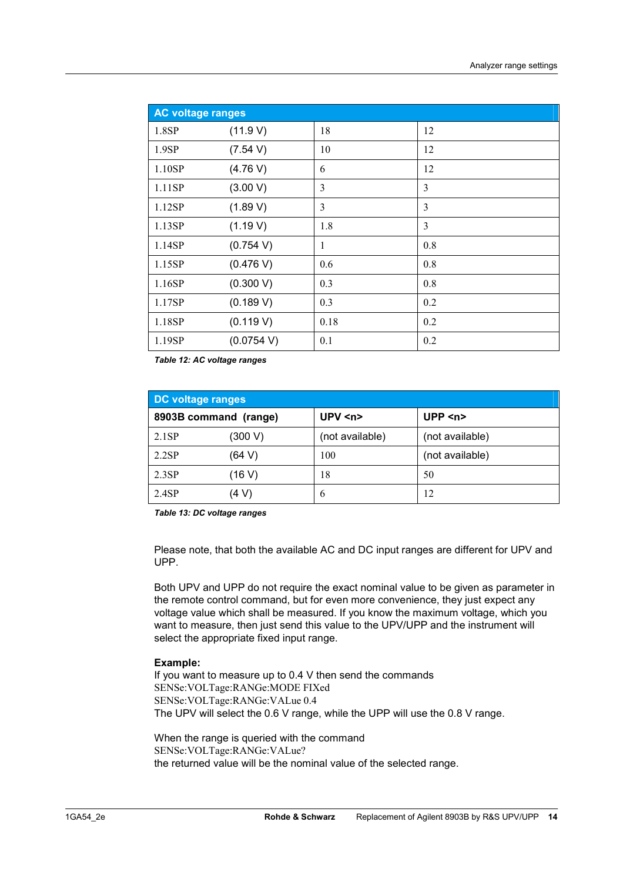| AC voltage ranges | | | |
|---|---|---|---|
| 1.8SP | (11.9 V) | 18 | 12 |
| 1.9SP | (7.54 V) | 10 | 12 |
| 1.10SP | (4.76 V) | 6 | 12 |
| 1.11SP | (3.00 V) | 3 | 3 |
| 1.12SP | (1.89 V) | 3 | 3 |
| 1.13SP | (1.19 V) | 1.8 | 3 |
| 1.14SP | (0.754 V) | 1 | 0.8 |
| 1.15SP | (0.476 V) | 0.6 | 0.8 |
| 1.16SP | (0.300 V) | 0.3 | 0.8 |
| 1.17SP | (0.189 V) | 0.3 | 0.2 |
| 1.18SP | (0.119 V) | 0.18 | 0.2 |
| 1.19SP | (0.0754 V) | 0.1 | 0.2 |

*Table 12: AC voltage ranges*

| DC voltage ranges | | | |
|---|---|---|---|
| **8903B command** | **(range)** | **UPV <n>** | **UPP <n>** |
| 2.1SP | (300 V) | (not available) | (not available) |
| 2.2SP | (64 V) | 100 | (not available) |
| 2.3SP | (16 V) | 18 | 50 |
| 2.4SP | (4 V) | 6 | 12 |

*Table 13: DC voltage ranges*

Please note, that both the available AC and DC input ranges are different for UPV and UPP.

Both UPV and UPP do not require the exact nominal value to be given as parameter in the remote control command, but for even more convenience, they just expect any voltage value which shall be measured. If you know the maximum voltage, which you want to measure, then just send this value to the UPV/UPP and the instrument will select the appropriate fixed input range.

**Example:**
If you want to measure up to 0.4 V then send the commands
```
SENSe:VOLTage:RANGe:MODE FIXed
SENSe:VOLTage:RANGe:VALue 0.4
```
The UPV will select the 0.6 V range, while the UPP will use the 0.8 V range.

When the range is queried with the command
```
SENSe:VOLTage:RANGe:VALue?
```
the returned value will be the nominal value of the selected range.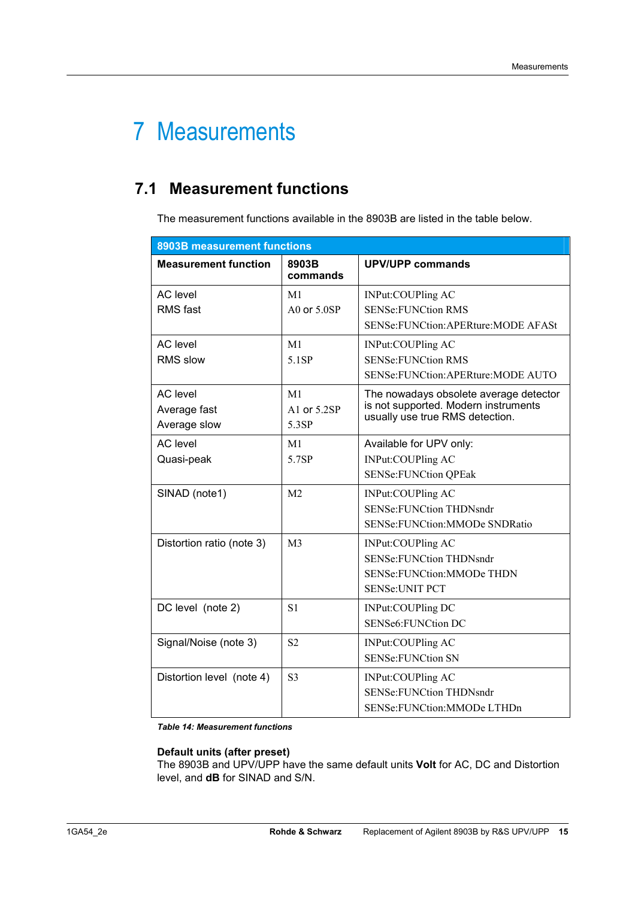# 7 Measurements

## 7.1 Measurement functions

The measurement functions available in the 8903B are listed in the table below.

| 8903B measurement functions | | |
|---|---|---|
| **Measurement function** | **8903B commands** | **UPV/UPP commands** |
| AC level<br>RMS fast | M1<br>A0 or 5.0SP | INPut:COUPling AC<br>SENSe:FUNCtion RMS<br>SENSe:FUNCtion:APERture:MODE AFASt |
| AC level<br>RMS slow | M1<br>5.1SP | INPut:COUPling AC<br>SENSe:FUNCtion RMS<br>SENSe:FUNCtion:APERture:MODE AUTO |
| AC level<br>Average fast<br>Average slow | M1<br>A1 or 5.2SP<br>5.3SP | The nowadays obsolete average detector is not supported. Modern instruments usually use true RMS detection. |
| AC level<br>Quasi-peak | M1<br>5.7SP | Available for UPV only:<br>INPut:COUPling AC<br>SENSe:FUNCtion QPEak |
| SINAD (note1) | M2 | INPut:COUPling AC<br>SENSe:FUNCtion THDNsndr<br>SENSe:FUNCtion:MMODe SNDRatio |
| Distortion ratio (note 3) | M3 | INPut:COUPling AC<br>SENSe:FUNCtion THDNsndr<br>SENSe:FUNCtion:MMODe THDN<br>SENSe:UNIT PCT |
| DC level (note 2) | S1 | INPut:COUPling DC<br>SENSe6:FUNCtion DC |
| Signal/Noise (note 3) | S2 | INPut:COUPling AC<br>SENSe:FUNCtion SN |
| Distortion level (note 4) | S3 | INPut:COUPling AC<br>SENSe:FUNCtion THDNsndr<br>SENSe:FUNCtion:MMODe LTHDn |

***Table 14: Measurement functions***

**Default units (after preset)**
The 8903B and UPV/UPP have the same default units **Volt** for AC, DC and Distortion level, and **dB** for SINAD and S/N.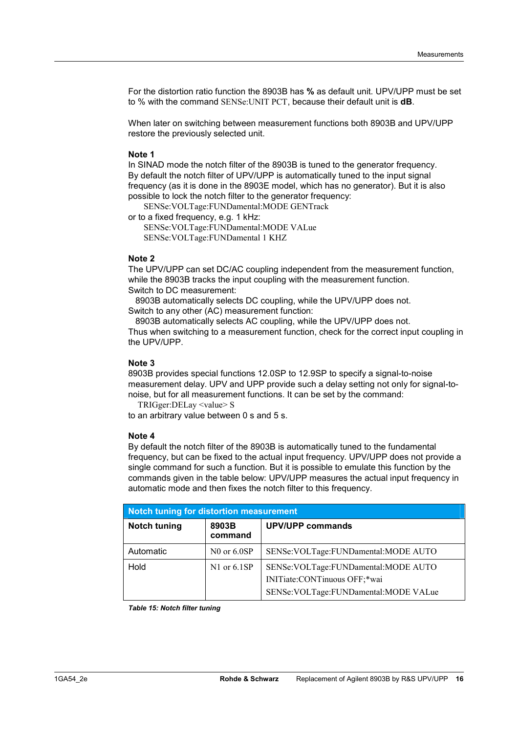For the distortion ratio function the 8903B has **%** as default unit. UPV/UPP must be set to % with the command SENSe:UNIT PCT, because their default unit is **dB**.

When later on switching between measurement functions both 8903B and UPV/UPP restore the previously selected unit.

**Note 1**

In SINAD mode the notch filter of the 8903B is tuned to the generator frequency. By default the notch filter of UPV/UPP is automatically tuned to the input signal frequency (as it is done in the 8903E model, which has no generator). But it is also possible to lock the notch filter to the generator frequency:

```
SENSe:VOLTage:FUNDamental:MODE GENTrack
```

or to a fixed frequency, e.g. 1 kHz:

```
SENSe:VOLTage:FUNDamental:MODE VALue
SENSe:VOLTage:FUNDamental 1 KHZ
```

**Note 2**

The UPV/UPP can set DC/AC coupling independent from the measurement function, while the 8903B tracks the input coupling with the measurement function.
Switch to DC measurement:
8903B automatically selects DC coupling, while the UPV/UPP does not.
Switch to any other (AC) measurement function:
8903B automatically selects AC coupling, while the UPV/UPP does not.
Thus when switching to a measurement function, check for the correct input coupling in the UPV/UPP.

**Note 3**

8903B provides special functions 12.0SP to 12.9SP to specify a signal-to-noise measurement delay. UPV and UPP provide such a delay setting not only for signal-to-noise, but for all measurement functions. It can be set by the command:

```
TRIGger:DELay <value> S
```

to an arbitrary value between 0 s and 5 s.

**Note 4**

By default the notch filter of the 8903B is automatically tuned to the fundamental frequency, but can be fixed to the actual input frequency. UPV/UPP does not provide a single command for such a function. But it is possible to emulate this function by the commands given in the table below: UPV/UPP measures the actual input frequency in automatic mode and then fixes the notch filter to this frequency.

| Notch tuning for distortion measurement | | |
|---|---|---|
| **Notch tuning** | **8903B command** | **UPV/UPP commands** |
| Automatic | N0 or 6.0SP | SENSe:VOLTage:FUNDamental:MODE AUTO |
| Hold | N1 or 6.1SP | SENSe:VOLTage:FUNDamental:MODE AUTO<br>INITiate:CONTinuous OFF;*wai<br>SENSe:VOLTage:FUNDamental:MODE VALue |

*Table 15: Notch filter tuning*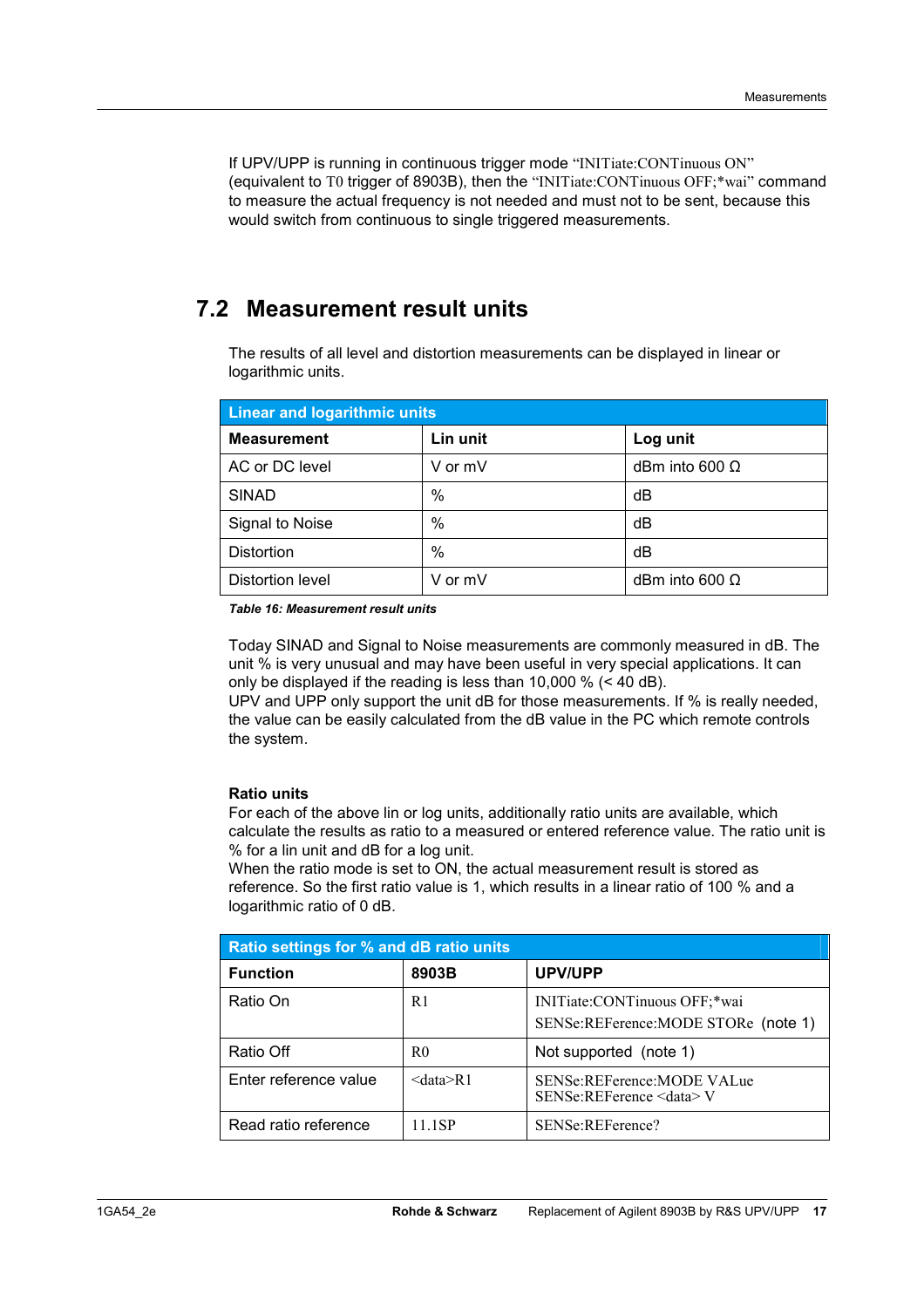If UPV/UPP is running in continuous trigger mode "INITiate:CONTinuous ON" (equivalent to T0 trigger of 8903B), then the "INITiate:CONTinuous OFF;*wai" command to measure the actual frequency is not needed and must not to be sent, because this would switch from continuous to single triggered measurements.

## 7.2 Measurement result units

The results of all level and distortion measurements can be displayed in linear or logarithmic units.

| Linear and logarithmic units | | |
|---|---|---|
| **Measurement** | **Lin unit** | **Log unit** |
| AC or DC level | V or mV | dBm into 600 Ω |
| SINAD | % | dB |
| Signal to Noise | % | dB |
| Distortion | % | dB |
| Distortion level | V or mV | dBm into 600 Ω |

***Table 16: Measurement result units***

Today SINAD and Signal to Noise measurements are commonly measured in dB. The unit % is very unusual and may have been useful in very special applications. It can only be displayed if the reading is less than 10,000 % (< 40 dB).
UPV and UPP only support the unit dB for those measurements. If % is really needed, the value can be easily calculated from the dB value in the PC which remote controls the system.

**Ratio units**
For each of the above lin or log units, additionally ratio units are available, which calculate the results as ratio to a measured or entered reference value. The ratio unit is % for a lin unit and dB for a log unit.
When the ratio mode is set to ON, the actual measurement result is stored as reference. So the first ratio value is 1, which results in a linear ratio of 100 % and a logarithmic ratio of 0 dB.

| Ratio settings for % and dB ratio units | | |
|---|---|---|
| **Function** | **8903B** | **UPV/UPP** |
| Ratio On | R1 | INITiate:CONTinuous OFF;*wai SENSe:REFerence:MODE STORe (note 1) |
| Ratio Off | R0 | Not supported (note 1) |
| Enter reference value | <data>R1 | SENSe:REFerence:MODE VALue SENSe:REFerence <data> V |
| Read ratio reference | 11.1SP | SENSe:REFerence? |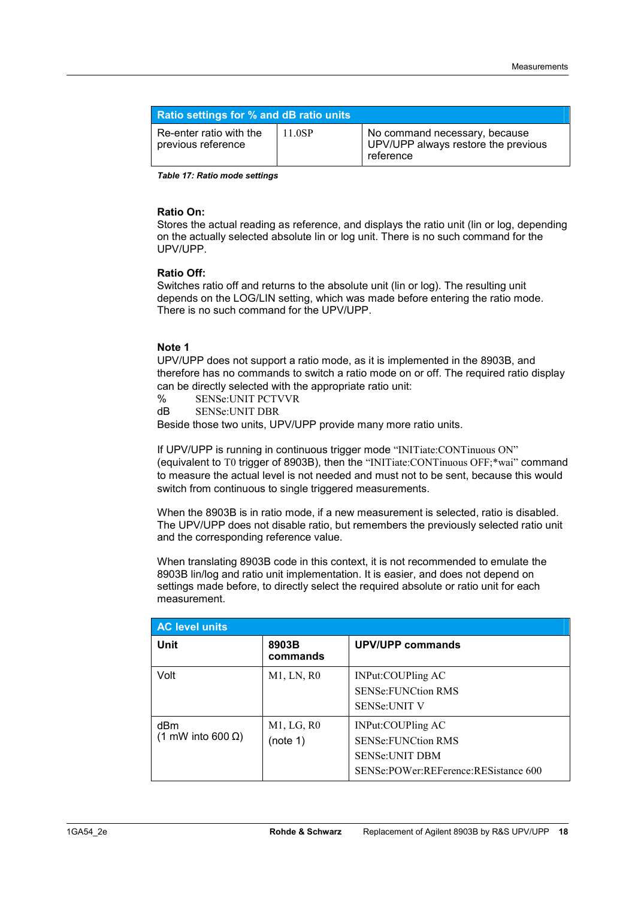| Ratio settings for % and dB ratio units | | |
|---|---|---|
| Re-enter ratio with the previous reference | 11.0SP | No command necessary, because UPV/UPP always restore the previous reference |

*Table 17: Ratio mode settings*

**Ratio On:**
Stores the actual reading as reference, and displays the ratio unit (lin or log, depending on the actually selected absolute lin or log unit. There is no such command for the UPV/UPP.

**Ratio Off:**
Switches ratio off and returns to the absolute unit (lin or log). The resulting unit depends on the LOG/LIN setting, which was made before entering the ratio mode. There is no such command for the UPV/UPP.

**Note 1**
UPV/UPP does not support a ratio mode, as it is implemented in the 8903B, and therefore has no commands to switch a ratio mode on or off. The required ratio display can be directly selected with the appropriate ratio unit:

% SENSe:UNIT PCTVVR
dB SENSe:UNIT DBR

Beside those two units, UPV/UPP provide many more ratio units.

If UPV/UPP is running in continuous trigger mode "INITiate:CONTinuous ON" (equivalent to T0 trigger of 8903B), then the "INITiate:CONTinuous OFF;*wai" command to measure the actual level is not needed and must not to be sent, because this would switch from continuous to single triggered measurements.

When the 8903B is in ratio mode, if a new measurement is selected, ratio is disabled. The UPV/UPP does not disable ratio, but remembers the previously selected ratio unit and the corresponding reference value.

When translating 8903B code in this context, it is not recommended to emulate the 8903B lin/log and ratio unit implementation. It is easier, and does not depend on settings made before, to directly select the required absolute or ratio unit for each measurement.

| AC level units | | |
|---|---|---|
| **Unit** | **8903B commands** | **UPV/UPP commands** |
| Volt | M1, LN, R0 | INPut:COUPling AC<br>SENSe:FUNCtion RMS<br>SENSe:UNIT V |
| dBm<br>(1 mW into 600 Ω) | M1, LG, R0<br>(note 1) | INPut:COUPling AC<br>SENSe:FUNCtion RMS<br>SENSe:UNIT DBM<br>SENSe:POWer:REFerence:RESistance 600 |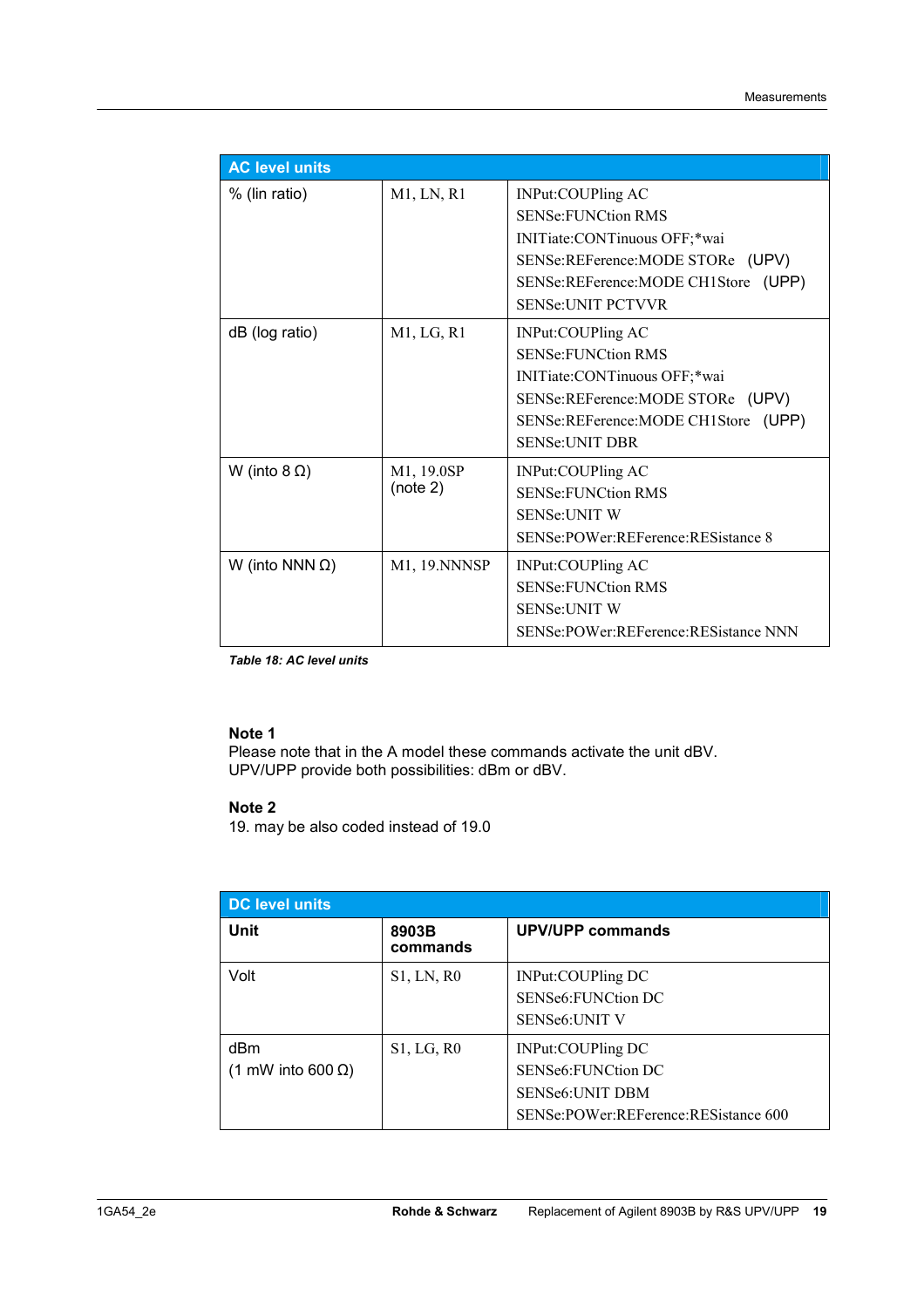| AC level units | | |
|---|---|---|
| % (lin ratio) | M1, LN, R1 | INPut:COUPling AC<br>SENSe:FUNCtion RMS<br>INITiate:CONTinuous OFF;*wai<br>SENSe:REFerence:MODE STORe (UPV)<br>SENSe:REFerence:MODE CH1Store (UPP)<br>SENSe:UNIT PCTVVR |
| dB (log ratio) | M1, LG, R1 | INPut:COUPling AC<br>SENSe:FUNCtion RMS<br>INITiate:CONTinuous OFF;*wai<br>SENSe:REFerence:MODE STORe (UPV)<br>SENSe:REFerence:MODE CH1Store (UPP)<br>SENSe:UNIT DBR |
| W (into 8 Ω) | M1, 19.0SP<br>(note 2) | INPut:COUPling AC<br>SENSe:FUNCtion RMS<br>SENSe:UNIT W<br>SENSe:POWer:REFerence:RESistance 8 |
| W (into NNN Ω) | M1, 19.NNNSP | INPut:COUPling AC<br>SENSe:FUNCtion RMS<br>SENSe:UNIT W<br>SENSe:POWer:REFerence:RESistance NNN |

***Table 18: AC level units***

**Note 1**
Please note that in the A model these commands activate the unit dBV.
UPV/UPP provide both possibilities: dBm or dBV.

**Note 2**
19. may be also coded instead of 19.0

| DC level units | | |
|---|---|---|
| **Unit** | **8903B commands** | **UPV/UPP commands** |
| Volt | S1, LN, R0 | INPut:COUPling DC<br>SENSe6:FUNCtion DC<br>SENSe6:UNIT V |
| dBm<br>(1 mW into 600 Ω) | S1, LG, R0 | INPut:COUPling DC<br>SENSe6:FUNCtion DC<br>SENSe6:UNIT DBM<br>SENSe:POWer:REFerence:RESistance 600 |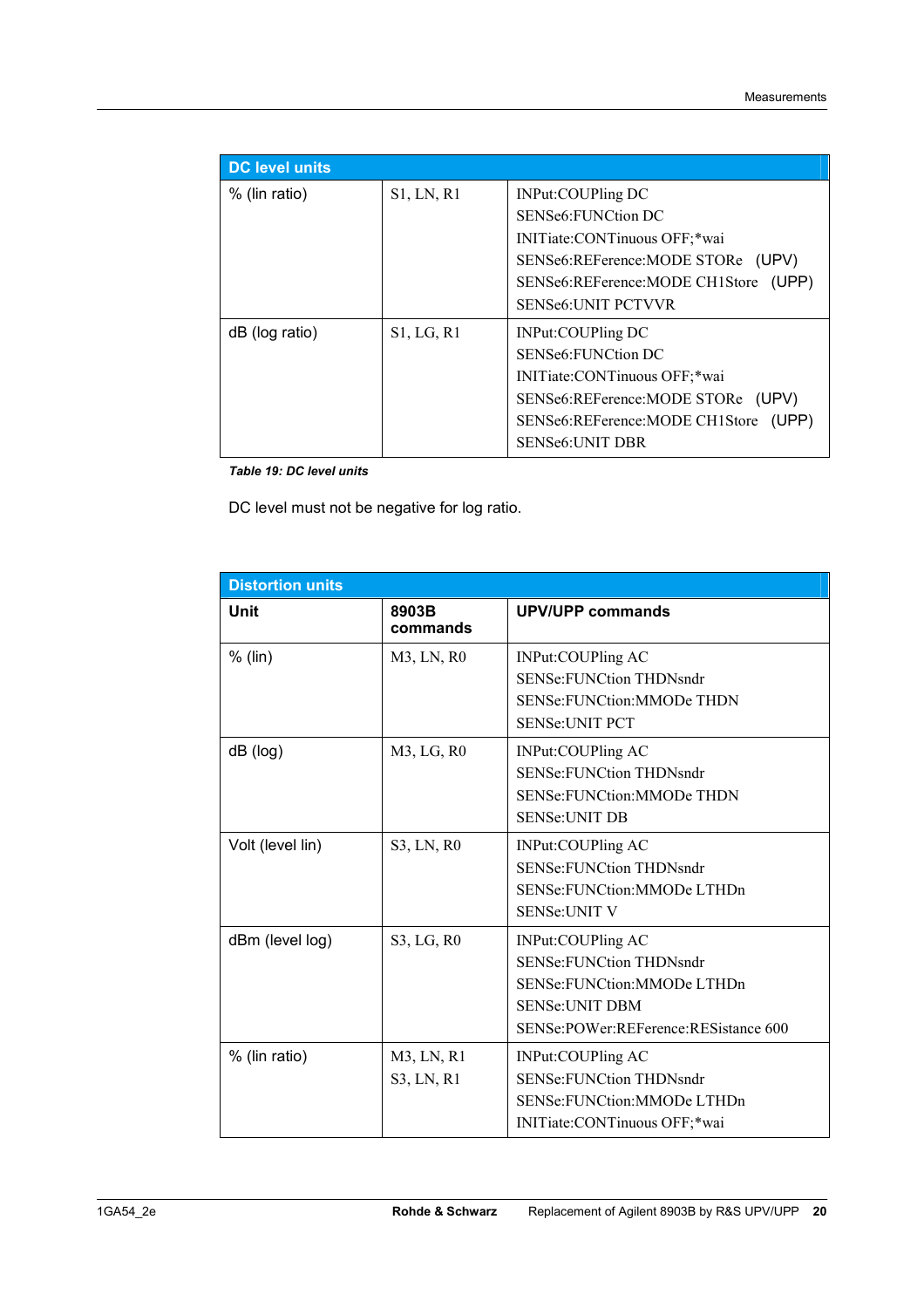| DC level units | | |
|---|---|---|
| % (lin ratio) | S1, LN, R1 | INPut:COUPling DC<br>SENSe6:FUNCtion DC<br>INITiate:CONTinuous OFF;*wai<br>SENSe6:REFerence:MODE STORe (UPV)<br>SENSe6:REFerence:MODE CH1Store (UPP)<br>SENSe6:UNIT PCTVVR |
| dB (log ratio) | S1, LG, R1 | INPut:COUPling DC<br>SENSe6:FUNCtion DC<br>INITiate:CONTinuous OFF;*wai<br>SENSe6:REFerence:MODE STORe (UPV)<br>SENSe6:REFerence:MODE CH1Store (UPP)<br>SENSe6:UNIT DBR |

***Table 19: DC level units***

DC level must not be negative for log ratio.

| Distortion units | | |
|---|---|---|
| **Unit** | **8903B commands** | **UPV/UPP commands** |
| % (lin) | M3, LN, R0 | INPut:COUPling AC<br>SENSe:FUNCtion THDNsndr<br>SENSe:FUNCtion:MMODe THDN<br>SENSe:UNIT PCT |
| dB (log) | M3, LG, R0 | INPut:COUPling AC<br>SENSe:FUNCtion THDNsndr<br>SENSe:FUNCtion:MMODe THDN<br>SENSe:UNIT DB |
| Volt (level lin) | S3, LN, R0 | INPut:COUPling AC<br>SENSe:FUNCtion THDNsndr<br>SENSe:FUNCtion:MMODe LTHDn<br>SENSe:UNIT V |
| dBm (level log) | S3, LG, R0 | INPut:COUPling AC<br>SENSe:FUNCtion THDNsndr<br>SENSe:FUNCtion:MMODe LTHDn<br>SENSe:UNIT DBM<br>SENSe:POWer:REFerence:RESistance 600 |
| % (lin ratio) | M3, LN, R1<br>S3, LN, R1 | INPut:COUPling AC<br>SENSe:FUNCtion THDNsndr<br>SENSe:FUNCtion:MMODe LTHDn<br>INITiate:CONTinuous OFF;*wai |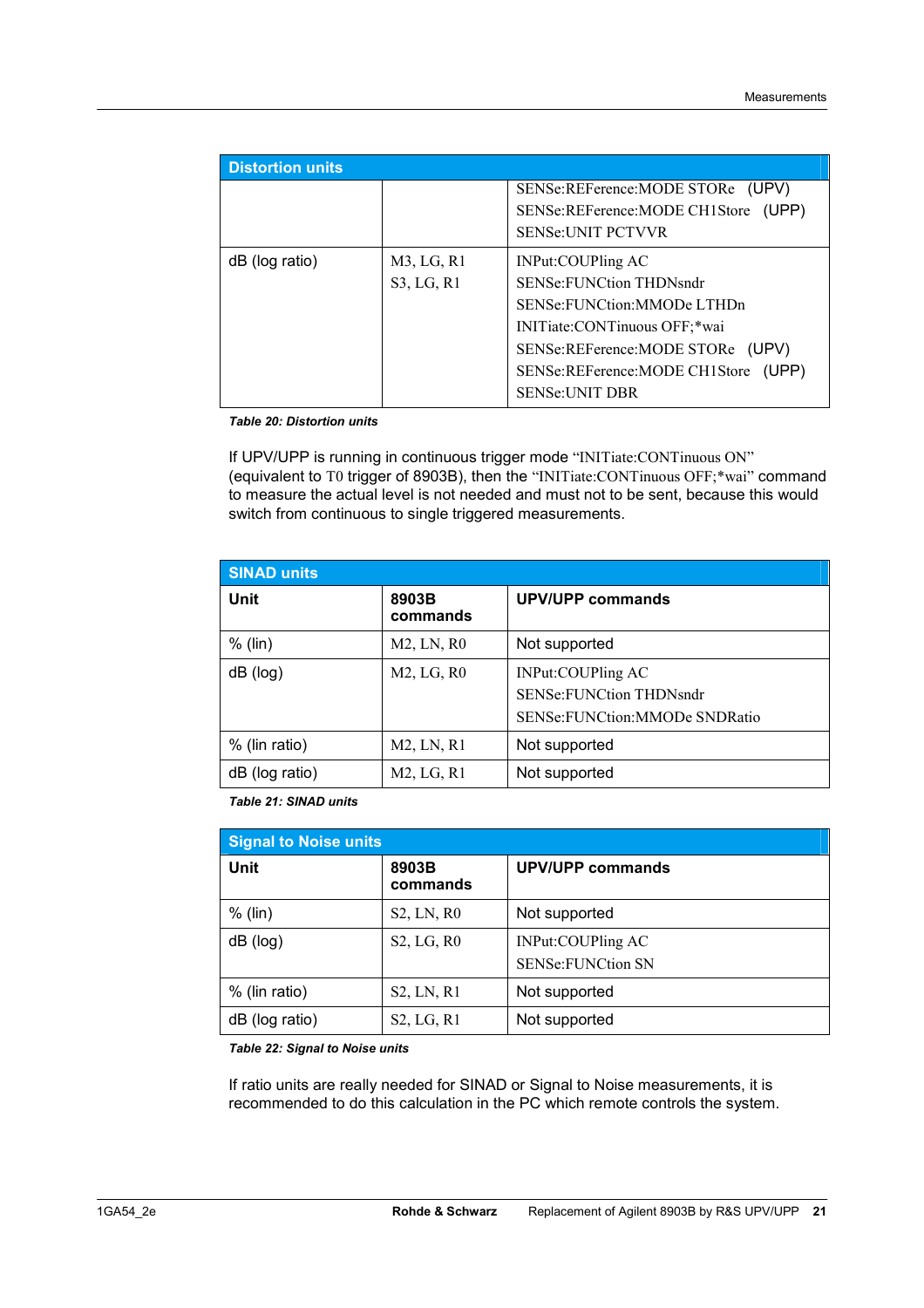| Distortion units | | |
|---|---|---|
| | | SENSe:REFerence:MODE STORe (UPV)<br>SENSe:REFerence:MODE CH1Store (UPP)<br>SENSe:UNIT PCTVVR |
| dB (log ratio) | M3, LG, R1<br>S3, LG, R1 | INPut:COUPling AC<br>SENSe:FUNCtion THDNsndr<br>SENSe:FUNCtion:MMODe LTHDn<br>INITiate:CONTinuous OFF;*wai<br>SENSe:REFerence:MODE STORe (UPV)<br>SENSe:REFerence:MODE CH1Store (UPP)<br>SENSe:UNIT DBR |

***Table 20: Distortion units***

If UPV/UPP is running in continuous trigger mode "INITiate:CONTinuous ON" (equivalent to T0 trigger of 8903B), then the "INITiate:CONTinuous OFF;*wai" command to measure the actual level is not needed and must not to be sent, because this would switch from continuous to single triggered measurements.

| SINAD units | | |
|---|---|---|
| **Unit** | **8903B commands** | **UPV/UPP commands** |
| % (lin) | M2, LN, R0 | Not supported |
| dB (log) | M2, LG, R0 | INPut:COUPling AC<br>SENSe:FUNCtion THDNsndr<br>SENSe:FUNCtion:MMODe SNDRatio |
| % (lin ratio) | M2, LN, R1 | Not supported |
| dB (log ratio) | M2, LG, R1 | Not supported |

***Table 21: SINAD units***

| Signal to Noise units | | |
|---|---|---|
| **Unit** | **8903B commands** | **UPV/UPP commands** |
| % (lin) | S2, LN, R0 | Not supported |
| dB (log) | S2, LG, R0 | INPut:COUPling AC<br>SENSe:FUNCtion SN |
| % (lin ratio) | S2, LN, R1 | Not supported |
| dB (log ratio) | S2, LG, R1 | Not supported |

***Table 22: Signal to Noise units***

If ratio units are really needed for SINAD or Signal to Noise measurements, it is recommended to do this calculation in the PC which remote controls the system.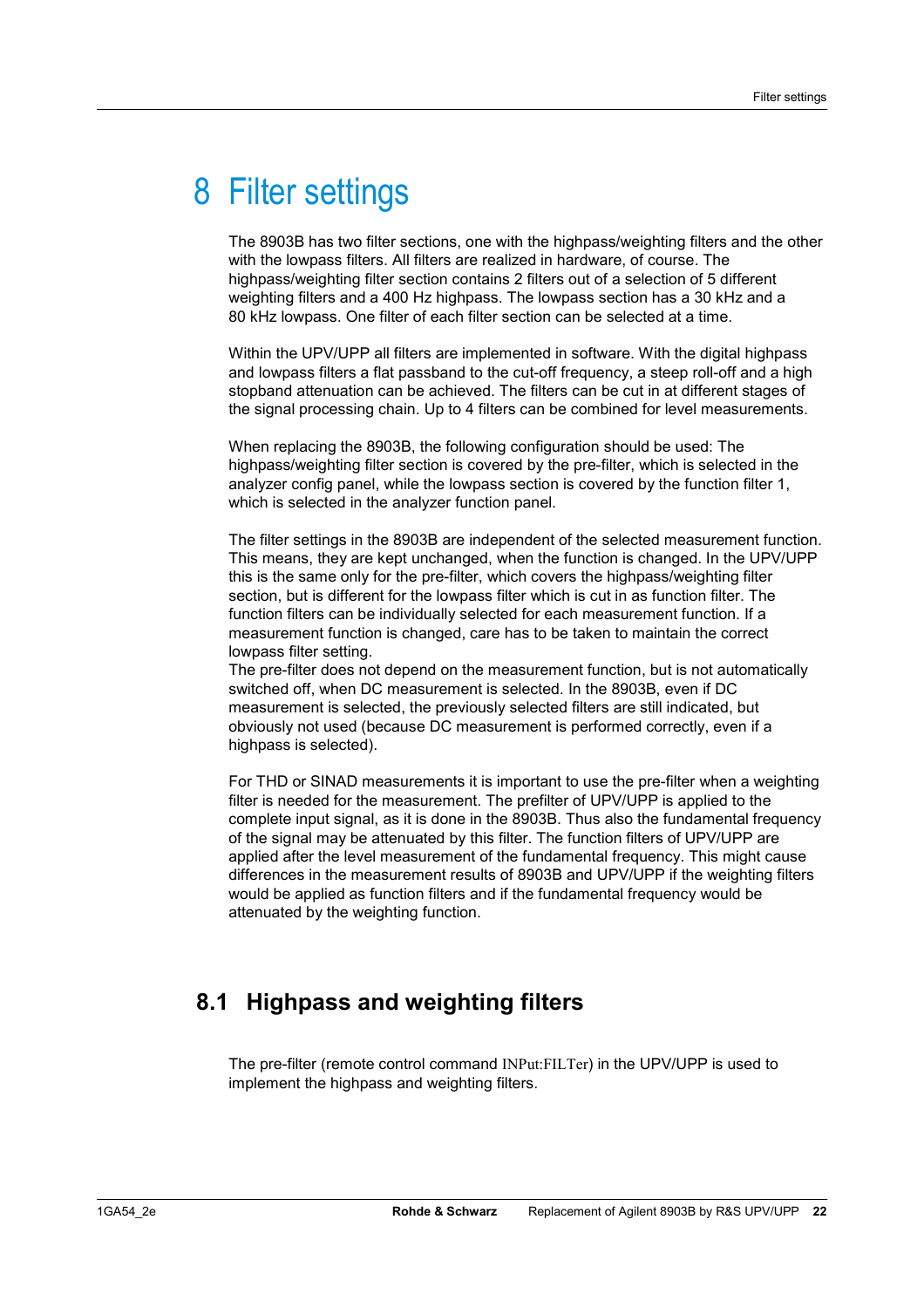# 8 Filter settings

The 8903B has two filter sections, one with the highpass/weighting filters and the other with the lowpass filters. All filters are realized in hardware, of course. The highpass/weighting filter section contains 2 filters out of a selection of 5 different weighting filters and a 400 Hz highpass. The lowpass section has a 30 kHz and a 80 kHz lowpass. One filter of each filter section can be selected at a time.

Within the UPV/UPP all filters are implemented in software. With the digital highpass and lowpass filters a flat passband to the cut-off frequency, a steep roll-off and a high stopband attenuation can be achieved. The filters can be cut in at different stages of the signal processing chain. Up to 4 filters can be combined for level measurements.

When replacing the 8903B, the following configuration should be used: The highpass/weighting filter section is covered by the pre-filter, which is selected in the analyzer config panel, while the lowpass section is covered by the function filter 1, which is selected in the analyzer function panel.

The filter settings in the 8903B are independent of the selected measurement function. This means, they are kept unchanged, when the function is changed. In the UPV/UPP this is the same only for the pre-filter, which covers the highpass/weighting filter section, but is different for the lowpass filter which is cut in as function filter. The function filters can be individually selected for each measurement function. If a measurement function is changed, care has to be taken to maintain the correct lowpass filter setting.
The pre-filter does not depend on the measurement function, but is not automatically switched off, when DC measurement is selected. In the 8903B, even if DC measurement is selected, the previously selected filters are still indicated, but obviously not used (because DC measurement is performed correctly, even if a highpass is selected).

For THD or SINAD measurements it is important to use the pre-filter when a weighting filter is needed for the measurement. The prefilter of UPV/UPP is applied to the complete input signal, as it is done in the 8903B. Thus also the fundamental frequency of the signal may be attenuated by this filter. The function filters of UPV/UPP are applied after the level measurement of the fundamental frequency. This might cause differences in the measurement results of 8903B and UPV/UPP if the weighting filters would be applied as function filters and if the fundamental frequency would be attenuated by the weighting function.

## 8.1 Highpass and weighting filters

The pre-filter (remote control command INPut:FILTer) in the UPV/UPP is used to implement the highpass and weighting filters.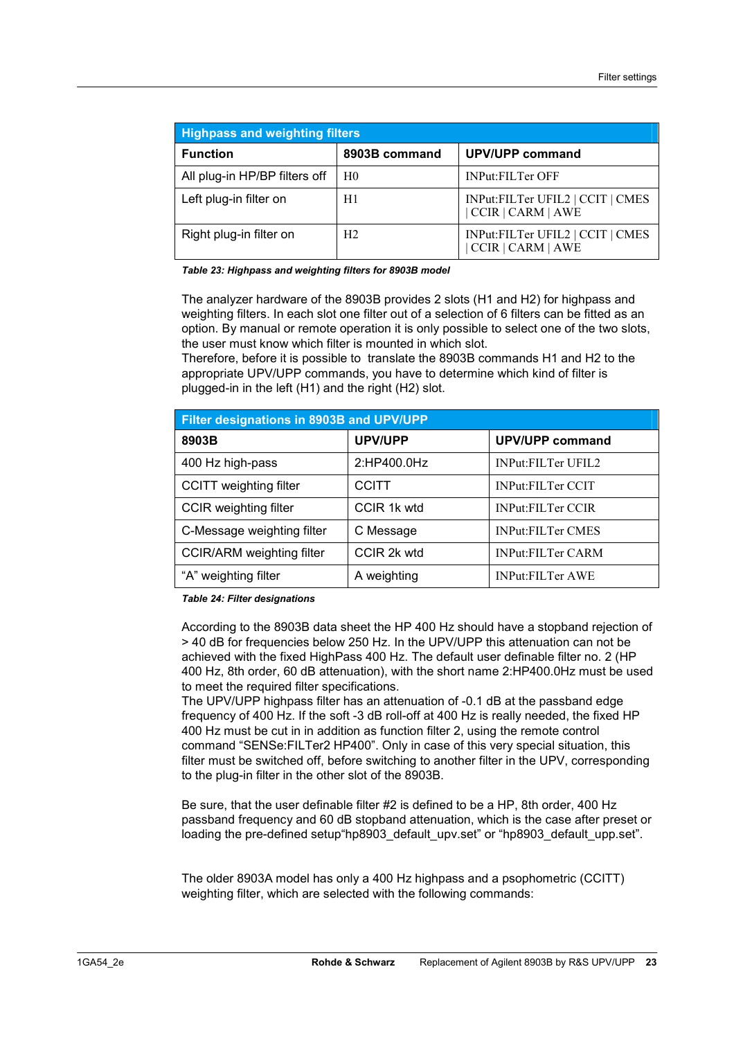| Highpass and weighting filters | | |
|---|---|---|
| **Function** | **8903B command** | **UPV/UPP command** |
| All plug-in HP/BP filters off | H0 | INPut:FILTer OFF |
| Left plug-in filter on | H1 | INPut:FILTer UFIL2 \| CCIT \| CMES \| CCIR \| CARM \| AWE |
| Right plug-in filter on | H2 | INPut:FILTer UFIL2 \| CCIT \| CMES \| CCIR \| CARM \| AWE |

*Table 23: Highpass and weighting filters for 8903B model*

The analyzer hardware of the 8903B provides 2 slots (H1 and H2) for highpass and weighting filters. In each slot one filter out of a selection of 6 filters can be fitted as an option. By manual or remote operation it is only possible to select one of the two slots, the user must know which filter is mounted in which slot.
Therefore, before it is possible to translate the 8903B commands H1 and H2 to the appropriate UPV/UPP commands, you have to determine which kind of filter is plugged-in in the left (H1) and the right (H2) slot.

| Filter designations in 8903B and UPV/UPP | | |
|---|---|---|
| **8903B** | **UPV/UPP** | **UPV/UPP command** |
| 400 Hz high-pass | 2:HP400.0Hz | INPut:FILTer UFIL2 |
| CCITT weighting filter | CCITT | INPut:FILTer CCIT |
| CCIR weighting filter | CCIR 1k wtd | INPut:FILTer CCIR |
| C-Message weighting filter | C Message | INPut:FILTer CMES |
| CCIR/ARM weighting filter | CCIR 2k wtd | INPut:FILTer CARM |
| “A” weighting filter | A weighting | INPut:FILTer AWE |

*Table 24: Filter designations*

According to the 8903B data sheet the HP 400 Hz should have a stopband rejection of > 40 dB for frequencies below 250 Hz. In the UPV/UPP this attenuation can not be achieved with the fixed HighPass 400 Hz. The default user definable filter no. 2 (HP 400 Hz, 8th order, 60 dB attenuation), with the short name 2:HP400.0Hz must be used to meet the required filter specifications.
The UPV/UPP highpass filter has an attenuation of -0.1 dB at the passband edge frequency of 400 Hz. If the soft -3 dB roll-off at 400 Hz is really needed, the fixed HP 400 Hz must be cut in in addition as function filter 2, using the remote control command “SENSe:FILTer2 HP400”. Only in case of this very special situation, this filter must be switched off, before switching to another filter in the UPV, corresponding to the plug-in filter in the other slot of the 8903B.

Be sure, that the user definable filter #2 is defined to be a HP, 8th order, 400 Hz passband frequency and 60 dB stopband attenuation, which is the case after preset or loading the pre-defined setup“hp8903_default_upv.set” or “hp8903_default_upp.set”.

The older 8903A model has only a 400 Hz highpass and a psophometric (CCITT) weighting filter, which are selected with the following commands: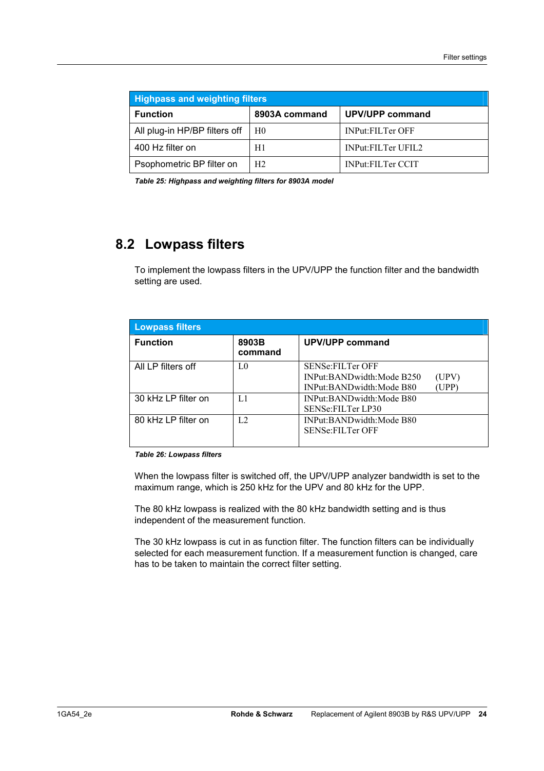| Highpass and weighting filters | | |
|---|---|---|
| **Function** | **8903A command** | **UPV/UPP command** |
| All plug-in HP/BP filters off | H0 | INPut:FILTer OFF |
| 400 Hz filter on | H1 | INPut:FILTer UFIL2 |
| Psophometric BP filter on | H2 | INPut:FILTer CCIT |

***Table 25: Highpass and weighting filters for 8903A model***

## 8.2 Lowpass filters

To implement the lowpass filters in the UPV/UPP the function filter and the bandwidth setting are used.

| Lowpass filters | | |
|---|---|---|
| **Function** | **8903B command** | **UPV/UPP command** |
| All LP filters off | L0 | SENSe:FILTer OFF<br>INPut:BANDwidth:Mode B250 (UPV)<br>INPut:BANDwidth:Mode B80 (UPP) |
| 30 kHz LP filter on | L1 | INPut:BANDwidth:Mode B80<br>SENSe:FILTer LP30 |
| 80 kHz LP filter on | L2 | INPut:BANDwidth:Mode B80<br>SENSe:FILTer OFF |

***Table 26: Lowpass filters***

When the lowpass filter is switched off, the UPV/UPP analyzer bandwidth is set to the maximum range, which is 250 kHz for the UPV and 80 kHz for the UPP.

The 80 kHz lowpass is realized with the 80 kHz bandwidth setting and is thus independent of the measurement function.

The 30 kHz lowpass is cut in as function filter. The function filters can be individually selected for each measurement function. If a measurement function is changed, care has to be taken to maintain the correct filter setting.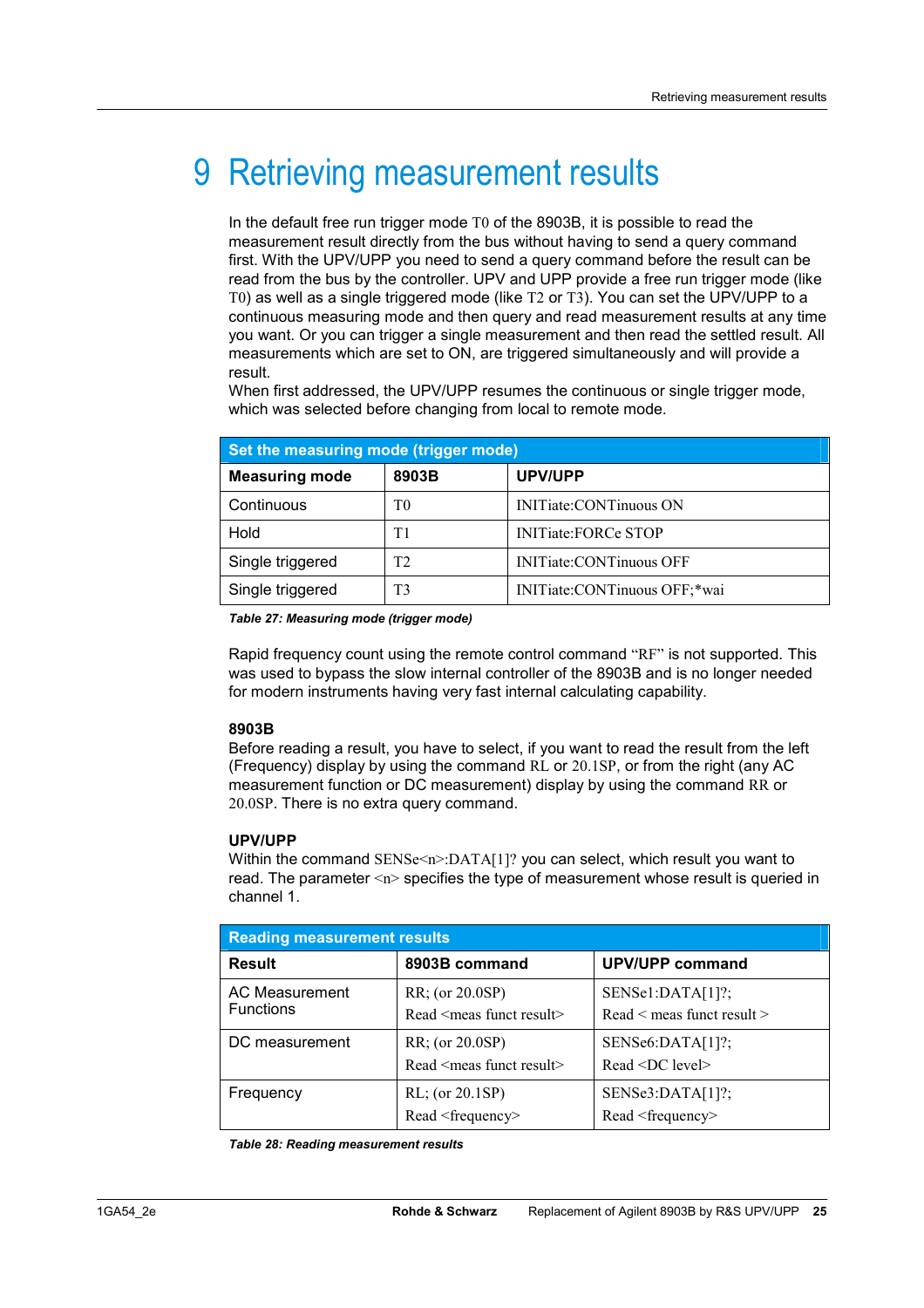# 9 Retrieving measurement results

In the default free run trigger mode T0 of the 8903B, it is possible to read the measurement result directly from the bus without having to send a query command first. With the UPV/UPP you need to send a query command before the result can be read from the bus by the controller. UPV and UPP provide a free run trigger mode (like T0) as well as a single triggered mode (like T2 or T3). You can set the UPV/UPP to a continuous measuring mode and then query and read measurement results at any time you want. Or you can trigger a single measurement and then read the settled result. All measurements which are set to ON, are triggered simultaneously and will provide a result.
When first addressed, the UPV/UPP resumes the continuous or single trigger mode, which was selected before changing from local to remote mode.

| Set the measuring mode (trigger mode) | | |
|---|---|---|
| **Measuring mode** | **8903B** | **UPV/UPP** |
| Continuous | T0 | INITiate:CONTinuous ON |
| Hold | T1 | INITiate:FORCe STOP |
| Single triggered | T2 | INITiate:CONTinuous OFF |
| Single triggered | T3 | INITiate:CONTinuous OFF;*wai |

***Table 27: Measuring mode (trigger mode)***

Rapid frequency count using the remote control command "RF" is not supported. This was used to bypass the slow internal controller of the 8903B and is no longer needed for modern instruments having very fast internal calculating capability.

**8903B**
Before reading a result, you have to select, if you want to read the result from the left (Frequency) display by using the command RL or 20.1SP, or from the right (any AC measurement function or DC measurement) display by using the command RR or 20.0SP. There is no extra query command.

**UPV/UPP**
Within the command SENSe<n>:DATA[1]? you can select, which result you want to read. The parameter <n> specifies the type of measurement whose result is queried in channel 1.

| Reading measurement results | | |
|---|---|---|
| **Result** | **8903B command** | **UPV/UPP command** |
| AC Measurement Functions | RR; (or 20.0SP)<br>Read <meas funct result> | SENSe1:DATA[1]?;<br>Read < meas funct result > |
| DC measurement | RR; (or 20.0SP)<br>Read <meas funct result> | SENSe6:DATA[1]?;<br>Read <DC level> |
| Frequency | RL; (or 20.1SP)<br>Read <frequency> | SENSe3:DATA[1]?;<br>Read <frequency> |

***Table 28: Reading measurement results***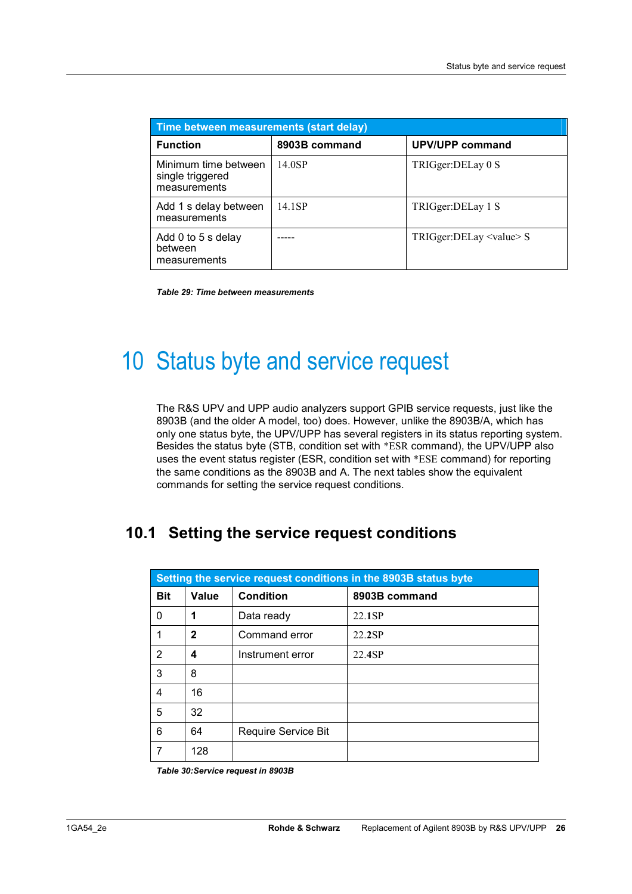| Time between measurements (start delay) | | |
|---|---|---|
| **Function** | **8903B command** | **UPV/UPP command** |
| Minimum time between single triggered measurements | 14.0SP | TRIGger:DELay 0 S |
| Add 1 s delay between measurements | 14.1SP | TRIGger:DELay 1 S |
| Add 0 to 5 s delay between measurements | ----- | TRIGger:DELay <value> S |

*Table 29: Time between measurements*

# 10 Status byte and service request

The R&S UPV and UPP audio analyzers support GPIB service requests, just like the 8903B (and the older A model, too) does. However, unlike the 8903B/A, which has only one status byte, the UPV/UPP has several registers in its status reporting system. Besides the status byte (STB, condition set with *ESR command), the UPV/UPP also uses the event status register (ESR, condition set with *ESE command) for reporting the same conditions as the 8903B and A. The next tables show the equivalent commands for setting the service request conditions.

## 10.1 Setting the service request conditions

| Setting the service request conditions in the 8903B status byte | | | |
|---|---|---|---|
| **Bit** | **Value** | **Condition** | **8903B command** |
| 0 | **1** | Data ready | 22.**1**SP |
| 1 | **2** | Command error | 22.**2**SP |
| 2 | **4** | Instrument error | 22.**4**SP |
| 3 | 8 | | |
| 4 | 16 | | |
| 5 | 32 | | |
| 6 | 64 | Require Service Bit | |
| 7 | 128 | | |

*Table 30:Service request in 8903B*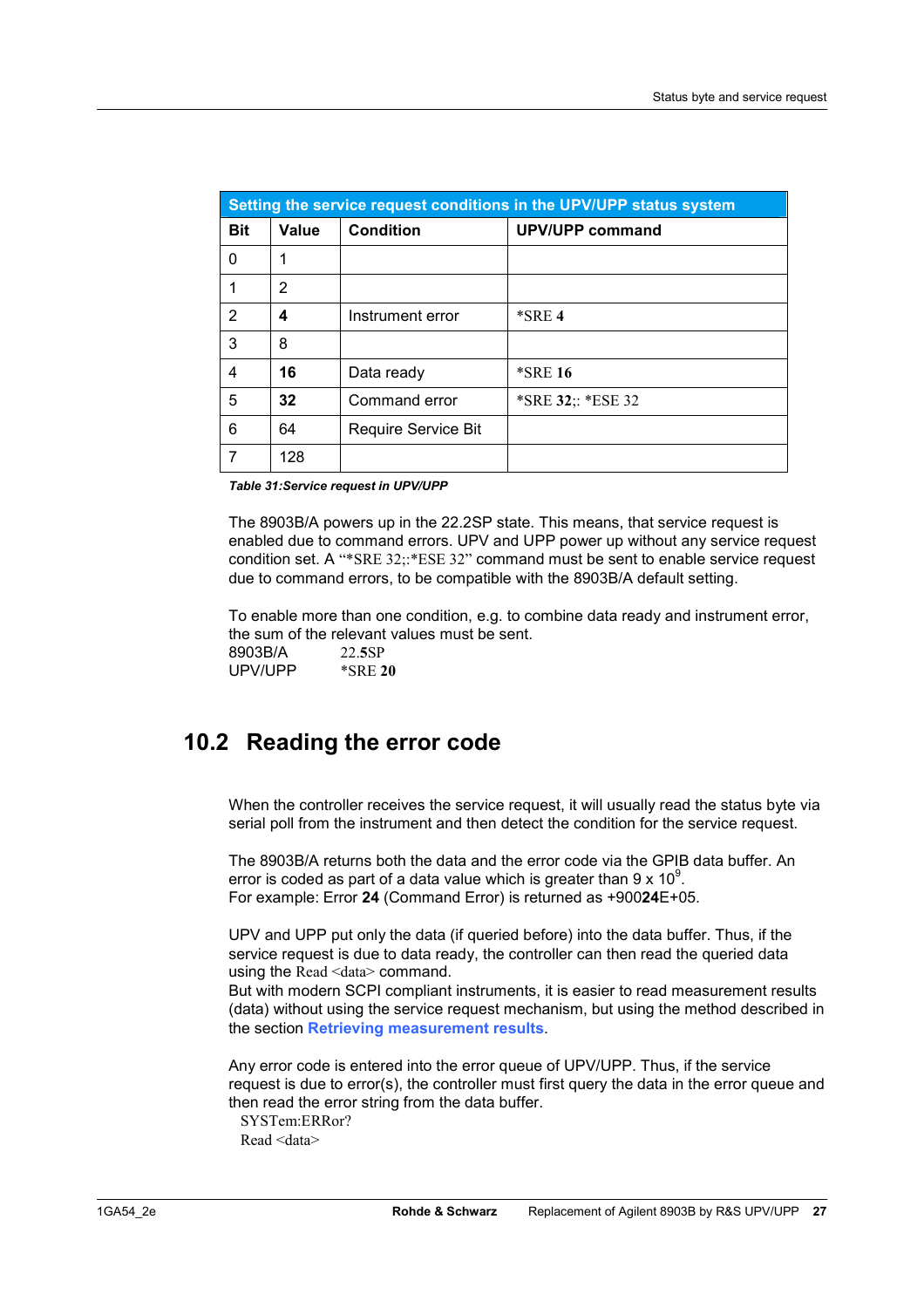| Setting the service request conditions in the UPV/UPP status system | | | |
|---|---|---|---|
| **Bit** | **Value** | **Condition** | **UPV/UPP command** |
| 0 | 1 | | |
| 1 | 2 | | |
| 2 | **4** | Instrument error | *SRE **4** |
| 3 | 8 | | |
| 4 | **16** | Data ready | *SRE **16** |
| 5 | **32** | Command error | *SRE **32**;: *ESE 32 |
| 6 | 64 | Require Service Bit | |
| 7 | 128 | | |

***Table 31:Service request in UPV/UPP***

The 8903B/A powers up in the 22.2SP state. This means, that service request is enabled due to command errors. UPV and UPP power up without any service request condition set. A "*SRE 32;:*ESE 32" command must be sent to enable service request due to command errors, to be compatible with the 8903B/A default setting.

To enable more than one condition, e.g. to combine data ready and instrument error, the sum of the relevant values must be sent.
8903B/A 22.**5**SP
UPV/UPP *SRE **20**

## 10.2 Reading the error code

When the controller receives the service request, it will usually read the status byte via serial poll from the instrument and then detect the condition for the service request.

The 8903B/A returns both the data and the error code via the GPIB data buffer. An error is coded as part of a data value which is greater than 9 x $10^9$.
For example: Error **24** (Command Error) is returned as +900**24**E+05.

UPV and UPP put only the data (if queried before) into the data buffer. Thus, if the service request is due to data ready, the controller can then read the queried data using the Read <data> command.
But with modern SCPI compliant instruments, it is easier to read measurement results (data) without using the service request mechanism, but using the method described in the section **Retrieving measurement results**.

Any error code is entered into the error queue of UPV/UPP. Thus, if the service request is due to error(s), the controller must first query the data in the error queue and then read the error string from the data buffer.

```
SYSTem:ERRor?
Read <data>
```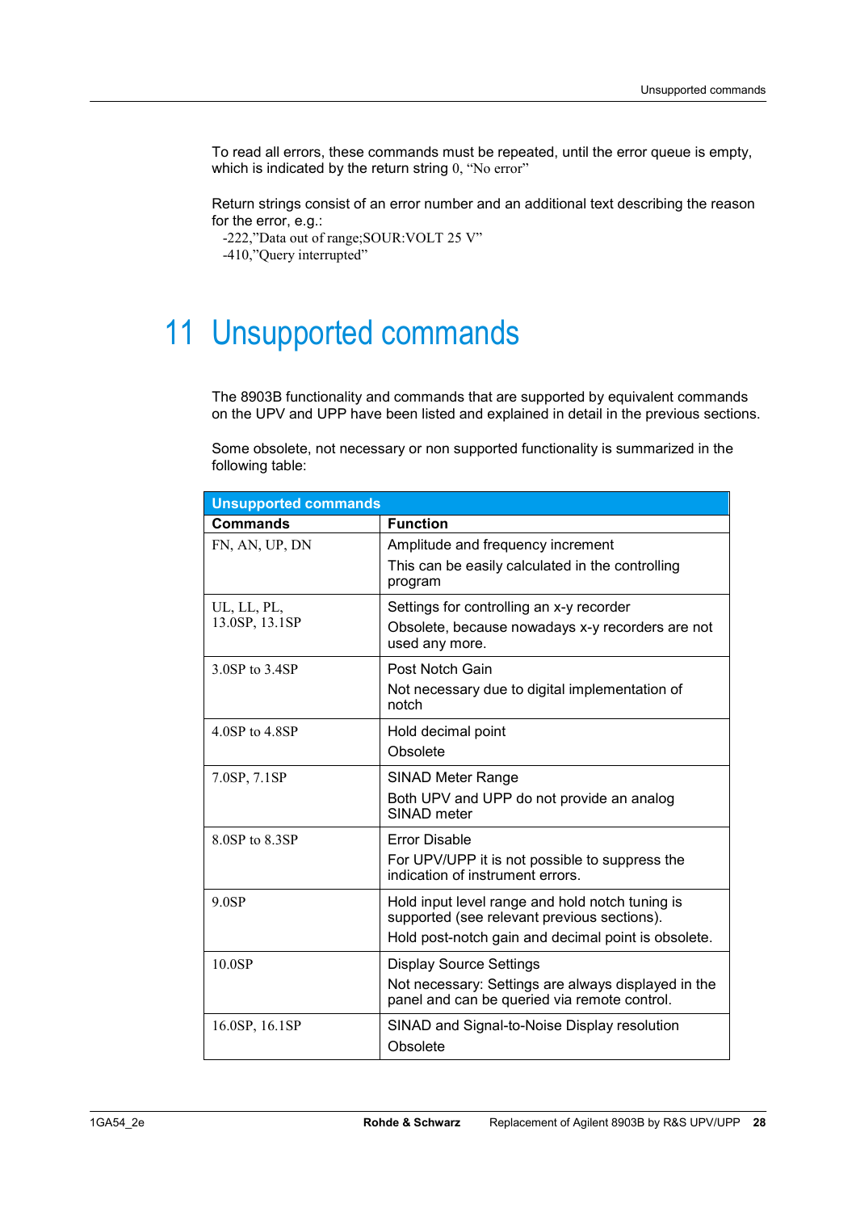To read all errors, these commands must be repeated, until the error queue is empty, which is indicated by the return string 0, "No error"

Return strings consist of an error number and an additional text describing the reason for the error, e.g.:

-222,"Data out of range;SOUR:VOLT 25 V"
-410,"Query interrupted"

# 11 Unsupported commands

The 8903B functionality and commands that are supported by equivalent commands on the UPV and UPP have been listed and explained in detail in the previous sections.

Some obsolete, not necessary or non supported functionality is summarized in the following table:

| Unsupported commands | |
|---|---|
| **Commands** | **Function** |
| FN, AN, UP, DN | Amplitude and frequency increment<br>This can be easily calculated in the controlling program |
| UL, LL, PL, 13.0SP, 13.1SP | Settings for controlling an x-y recorder<br>Obsolete, because nowadays x-y recorders are not used any more. |
| 3.0SP to 3.4SP | Post Notch Gain<br>Not necessary due to digital implementation of notch |
| 4.0SP to 4.8SP | Hold decimal point<br>Obsolete |
| 7.0SP, 7.1SP | SINAD Meter Range<br>Both UPV and UPP do not provide an analog SINAD meter |
| 8.0SP to 8.3SP | Error Disable<br>For UPV/UPP it is not possible to suppress the indication of instrument errors. |
| 9.0SP | Hold input level range and hold notch tuning is supported (see relevant previous sections).<br>Hold post-notch gain and decimal point is obsolete. |
| 10.0SP | Display Source Settings<br>Not necessary: Settings are always displayed in the panel and can be queried via remote control. |
| 16.0SP, 16.1SP | SINAD and Signal-to-Noise Display resolution<br>Obsolete |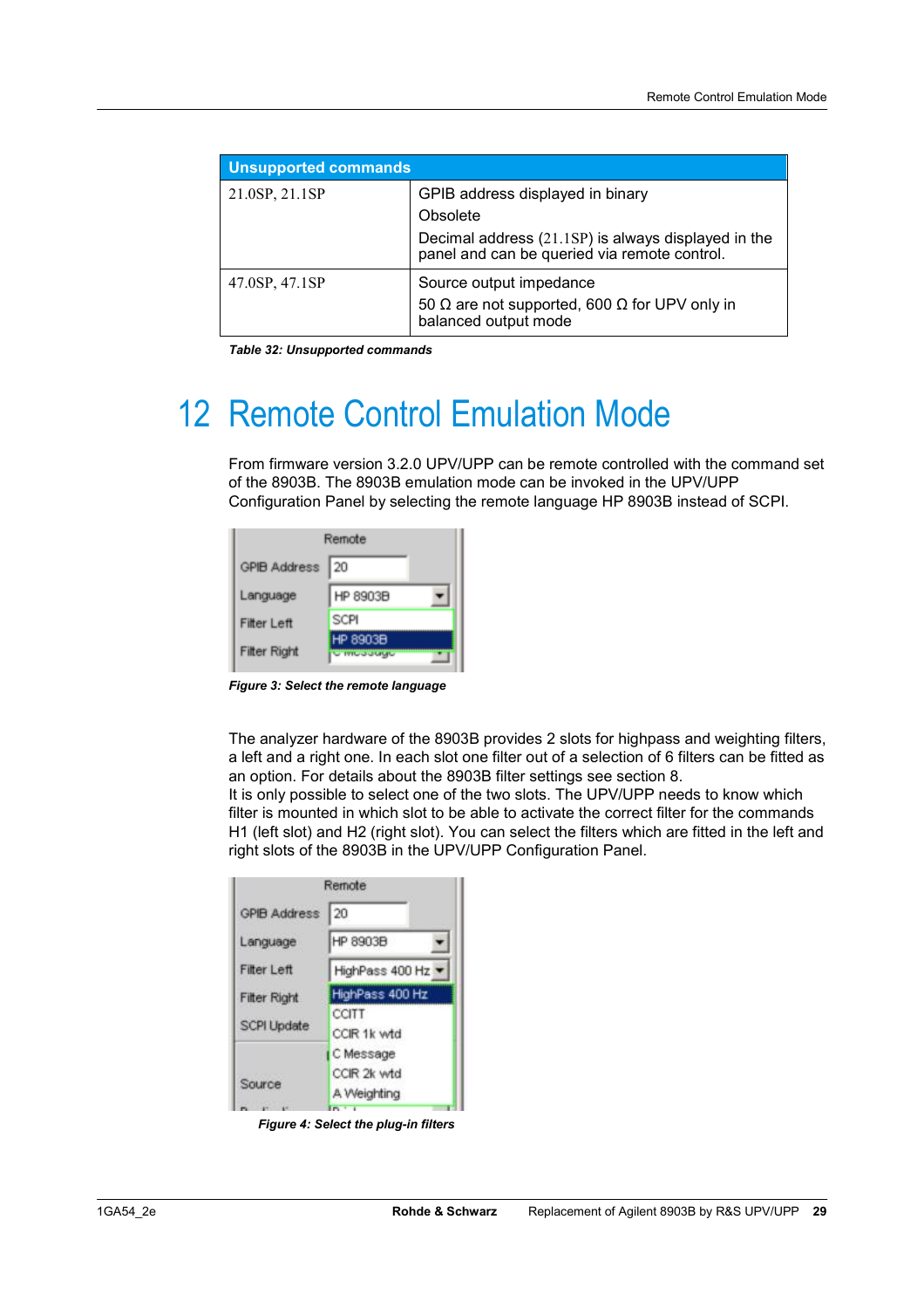| Unsupported commands | |
|---|---|
| 21.0SP, 21.1SP | GPIB address displayed in binary<br>Obsolete<br>Decimal address (21.1SP) is always displayed in the panel and can be queried via remote control. |
| 47.0SP, 47.1SP | Source output impedance<br>50 Ω are not supported, 600 Ω for UPV only in balanced output mode |

*Table 32: Unsupported commands*

# 12 Remote Control Emulation Mode

From firmware version 3.2.0 UPV/UPP can be remote controlled with the command set of the 8903B. The 8903B emulation mode can be invoked in the UPV/UPP Configuration Panel by selecting the remote language HP 8903B instead of SCPI.

*Figure 3: Select the remote language*

The analyzer hardware of the 8903B provides 2 slots for highpass and weighting filters, a left and a right one. In each slot one filter out of a selection of 6 filters can be fitted as an option. For details about the 8903B filter settings see section 8.
It is only possible to select one of the two slots. The UPV/UPP needs to know which filter is mounted in which slot to be able to activate the correct filter for the commands H1 (left slot) and H2 (right slot). You can select the filters which are fitted in the left and right slots of the 8903B in the UPV/UPP Configuration Panel.

*Figure 4: Select the plug-in filters*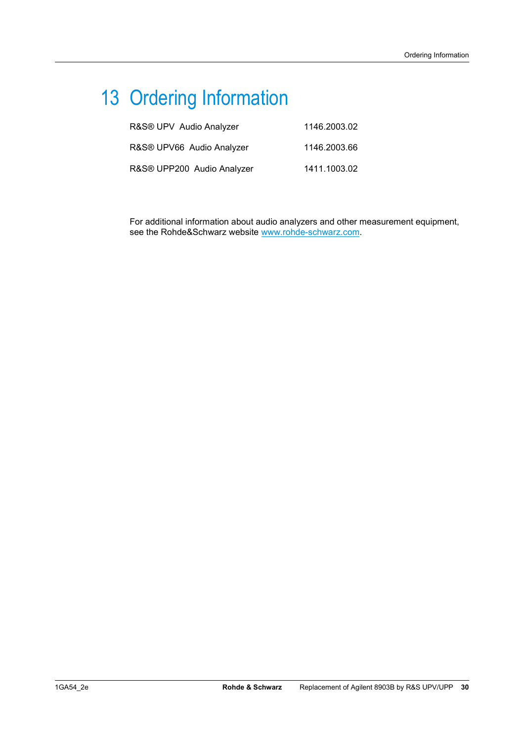# 13 Ordering Information

| | |
|---|---|
| R&S® UPV Audio Analyzer | 1146.2003.02 |
| R&S® UPV66 Audio Analyzer | 1146.2003.66 |
| R&S® UPP200 Audio Analyzer | 1411.1003.02 |

For additional information about audio analyzers and other measurement equipment, see the Rohde&Schwarz website www.rohde-schwarz.com.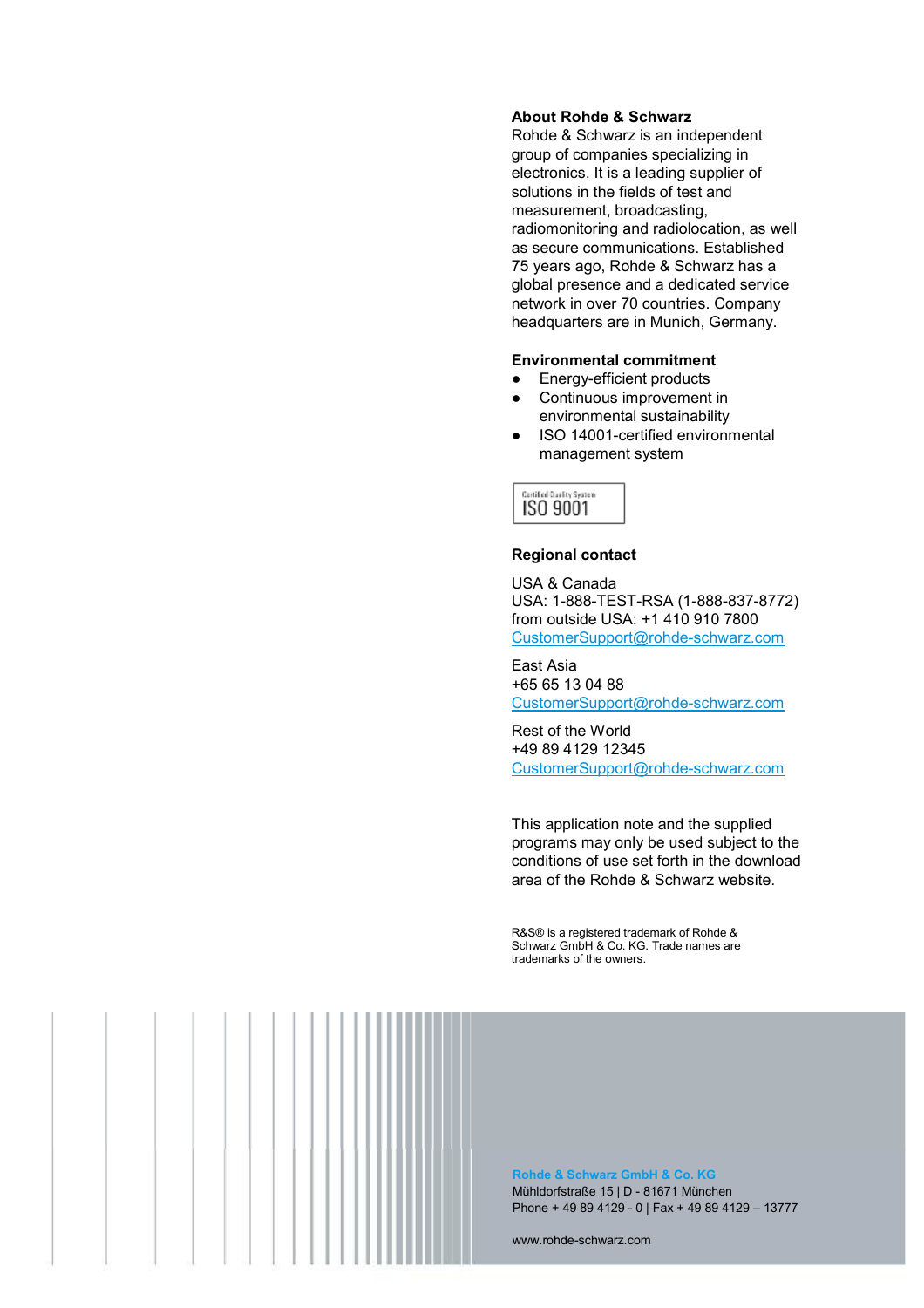## About Rohde & Schwarz

Rohde & Schwarz is an independent group of companies specializing in electronics. It is a leading supplier of solutions in the fields of test and measurement, broadcasting, radiomonitoring and radiolocation, as well as secure communications. Established 75 years ago, Rohde & Schwarz has a global presence and a dedicated service network in over 70 countries. Company headquarters are in Munich, Germany.

## Environmental commitment

- Energy-efficient products
- Continuous improvement in environmental sustainability
- ISO 14001-certified environmental management system

Certified Quality System
ISO 9001

## Regional contact

USA & Canada
USA: 1-888-TEST-RSA (1-888-837-8772)
from outside USA: +1 410 910 7800
CustomerSupport@rohde-schwarz.com

East Asia
+65 65 13 04 88
CustomerSupport@rohde-schwarz.com

Rest of the World
+49 89 4129 12345
CustomerSupport@rohde-schwarz.com

This application note and the supplied programs may only be used subject to the conditions of use set forth in the download area of the Rohde & Schwarz website.

R&S® is a registered trademark of Rohde & Schwarz GmbH & Co. KG. Trade names are trademarks of the owners.

**Rohde & Schwarz GmbH & Co. KG**
Mühldorfstraße 15 | D - 81671 München
Phone + 49 89 4129 - 0 | Fax + 49 89 4129 – 13777

www.rohde-schwarz.com